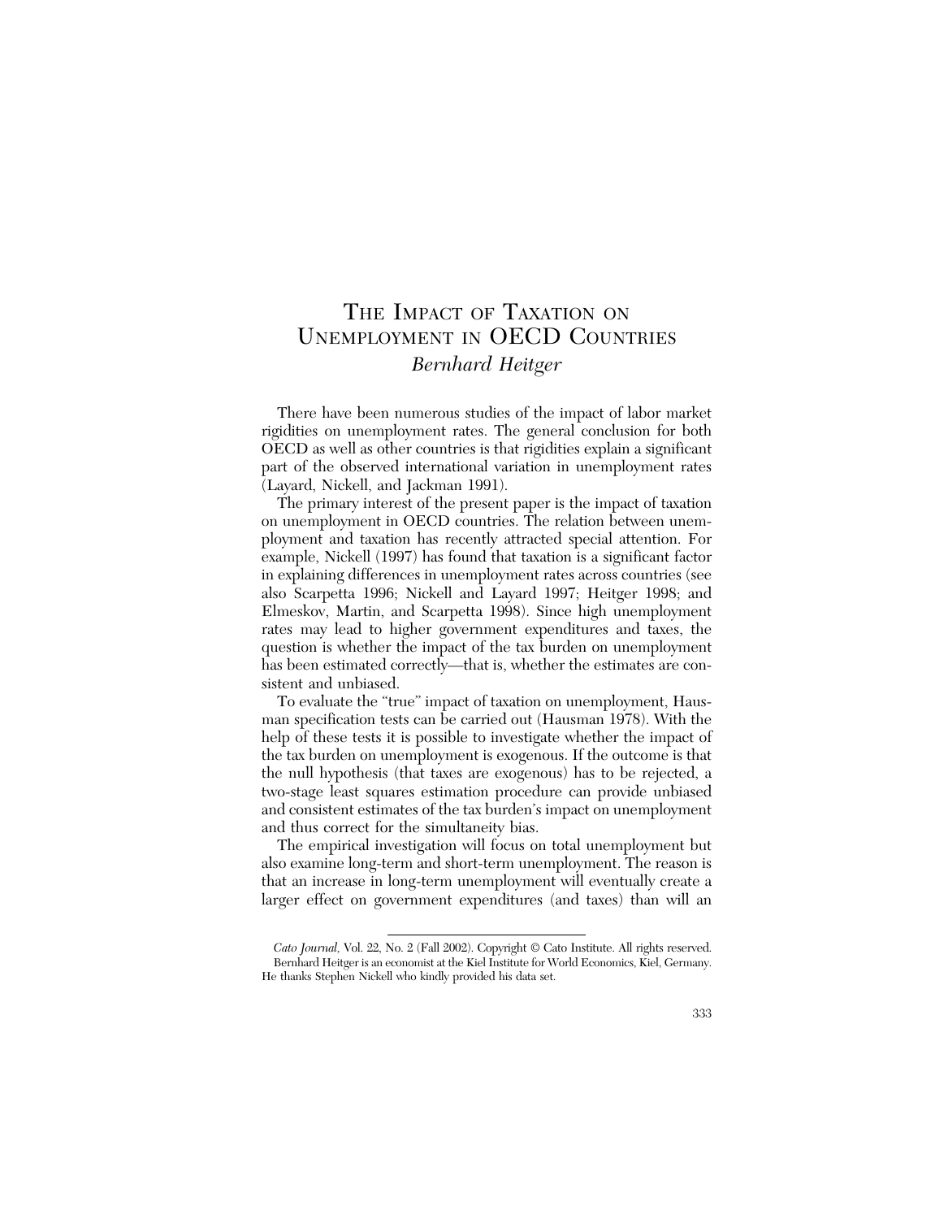# The Impact of Taxation on Unemployment in OECD Countries

*Bernhard Heitger*

There have been numerous studies of the impact of labor market rigidities on unemployment rates. The general conclusion for both OECD as well as other countries is that rigidities explain a significant part of the observed international variation in unemployment rates (Layard, Nickell, and Jackman 1991).

The primary interest of the present paper is the impact of taxation on unemployment in OECD countries. The relation between unemployment and taxation has recently attracted special attention. For example, Nickell (1997) has found that taxation is a significant factor in explaining differences in unemployment rates across countries (see also Scarpetta 1996; Nickell and Layard 1997; Heitger 1998; and Elmeskov, Martin, and Scarpetta 1998). Since high unemployment rates may lead to higher government expenditures and taxes, the question is whether the impact of the tax burden on unemployment has been estimated correctly—that is, whether the estimates are consistent and unbiased.

To evaluate the "true" impact of taxation on unemployment, Hausman specification tests can be carried out (Hausman 1978). With the help of these tests it is possible to investigate whether the impact of the tax burden on unemployment is exogenous. If the outcome is that the null hypothesis (that taxes are exogenous) has to be rejected, a two-stage least squares estimation procedure can provide unbiased and consistent estimates of the tax burden's impact on unemployment and thus correct for the simultaneity bias.

The empirical investigation will focus on total unemployment but also examine long-term and short-term unemployment. The reason is that an increase in long-term unemployment will eventually create a larger effect on government expenditures (and taxes) than will an

---

*Cato Journal*, Vol. 22, No. 2 (Fall 2002). Copyright © Cato Institute. All rights reserved.

Bernhard Heitger is an economist at the Kiel Institute for World Economics, Kiel, Germany. He thanks Stephen Nickell who kindly provided his data set.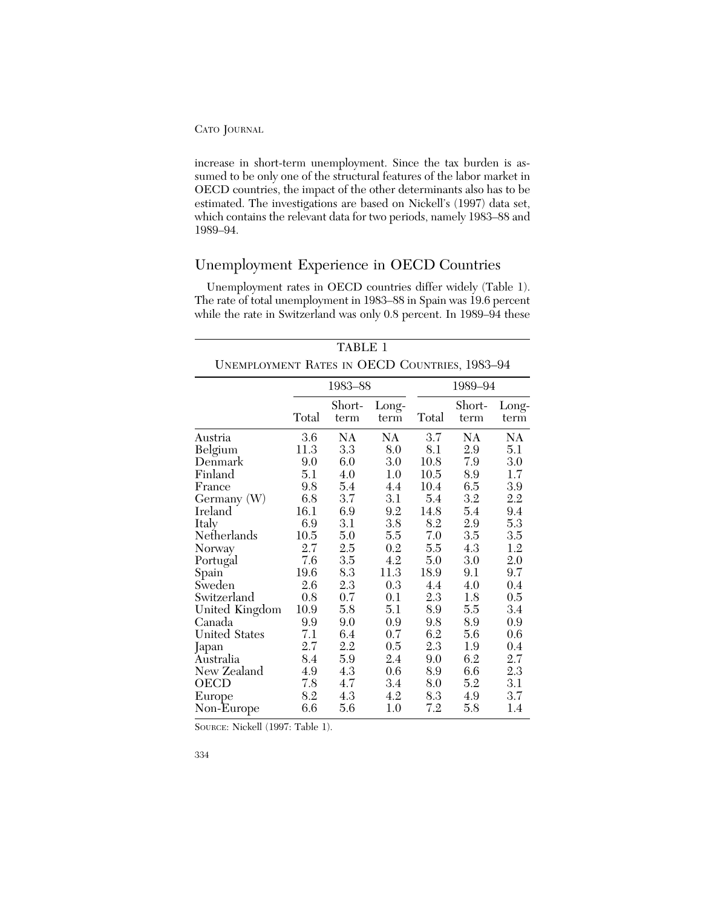increase in short-term unemployment. Since the tax burden is assumed to be only one of the structural features of the labor market in OECD countries, the impact of the other determinants also has to be estimated. The investigations are based on Nickell's (1997) data set, which contains the relevant data for two periods, namely 1983–88 and 1989–94.

## Unemployment Experience in OECD Countries

Unemployment rates in OECD countries differ widely (Table 1). The rate of total unemployment in 1983–88 in Spain was 19.6 percent while the rate in Switzerland was only 0.8 percent. In 1989–94 these

TABLE 1
UNEMPLOYMENT RATES IN OECD COUNTRIES, 1983–94

| | 1983–88 | | | 1989–94 | | |
|---|---|---|---|---|---|---|
| | Total | Short-term | Long-term | Total | Short-term | Long-term |
| Austria | 3.6 | NA | NA | 3.7 | NA | NA |
| Belgium | 11.3 | 3.3 | 8.0 | 8.1 | 2.9 | 5.1 |
| Denmark | 9.0 | 6.0 | 3.0 | 10.8 | 7.9 | 3.0 |
| Finland | 5.1 | 4.0 | 1.0 | 10.5 | 8.9 | 1.7 |
| France | 9.8 | 5.4 | 4.4 | 10.4 | 6.5 | 3.9 |
| Germany (W) | 6.8 | 3.7 | 3.1 | 5.4 | 3.2 | 2.2 |
| Ireland | 16.1 | 6.9 | 9.2 | 14.8 | 5.4 | 9.4 |
| Italy | 6.9 | 3.1 | 3.8 | 8.2 | 2.9 | 5.3 |
| Netherlands | 10.5 | 5.0 | 5.5 | 7.0 | 3.5 | 3.5 |
| Norway | 2.7 | 2.5 | 0.2 | 5.5 | 4.3 | 1.2 |
| Portugal | 7.6 | 3.5 | 4.2 | 5.0 | 3.0 | 2.0 |
| Spain | 19.6 | 8.3 | 11.3 | 18.9 | 9.1 | 9.7 |
| Sweden | 2.6 | 2.3 | 0.3 | 4.4 | 4.0 | 0.4 |
| Switzerland | 0.8 | 0.7 | 0.1 | 2.3 | 1.8 | 0.5 |
| United Kingdom | 10.9 | 5.8 | 5.1 | 8.9 | 5.5 | 3.4 |
| Canada | 9.9 | 9.0 | 0.9 | 9.8 | 8.9 | 0.9 |
| United States | 7.1 | 6.4 | 0.7 | 6.2 | 5.6 | 0.6 |
| Japan | 2.7 | 2.2 | 0.5 | 2.3 | 1.9 | 0.4 |
| Australia | 8.4 | 5.9 | 2.4 | 9.0 | 6.2 | 2.7 |
| New Zealand | 4.9 | 4.3 | 0.6 | 8.9 | 6.6 | 2.3 |
| OECD | 7.8 | 4.7 | 3.4 | 8.0 | 5.2 | 3.1 |
| Europe | 8.2 | 4.3 | 4.2 | 8.3 | 4.9 | 3.7 |
| Non-Europe | 6.6 | 5.6 | 1.0 | 7.2 | 5.8 | 1.4 |

SOURCE: Nickell (1997: Table 1).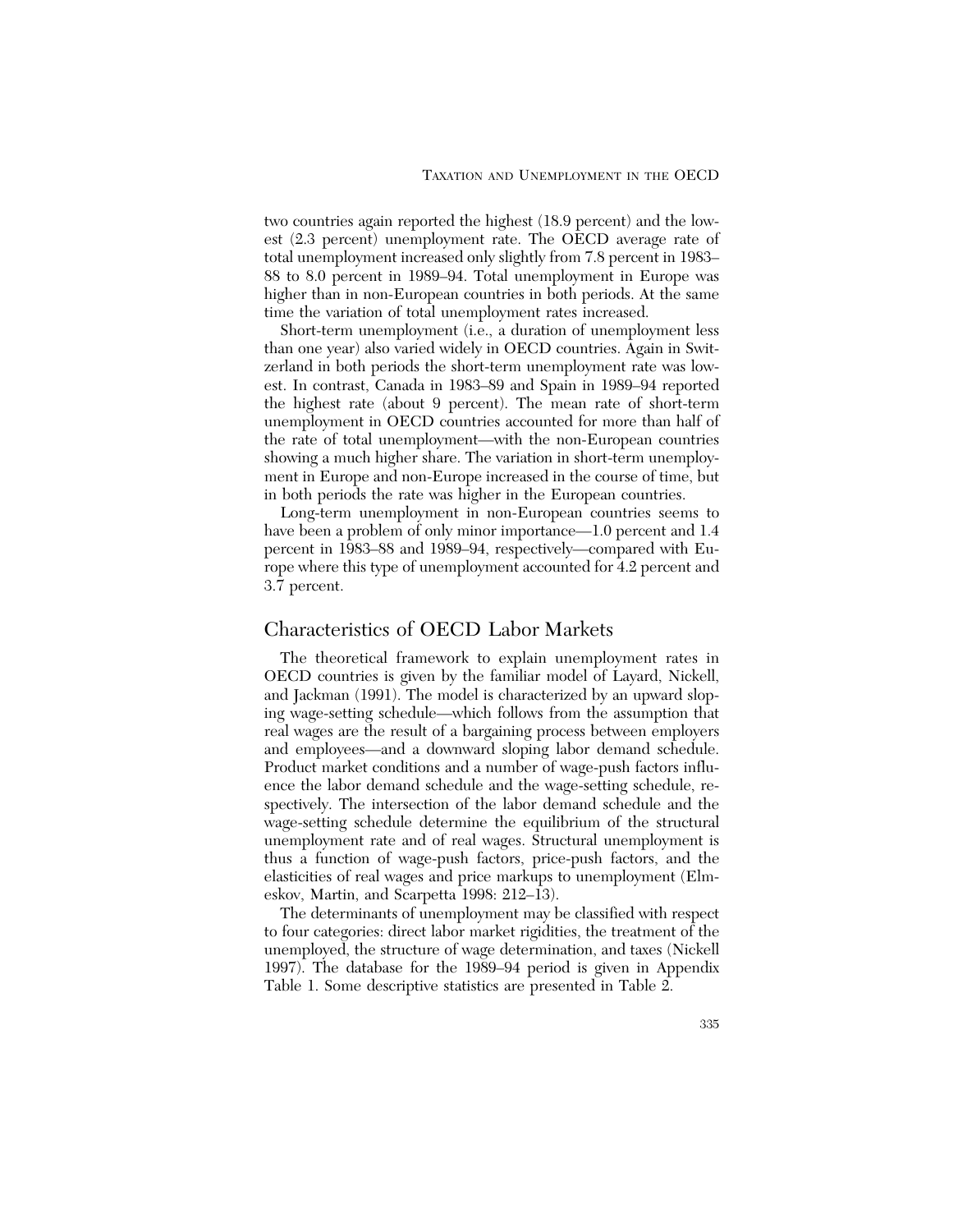two countries again reported the highest (18.9 percent) and the lowest (2.3 percent) unemployment rate. The OECD average rate of total unemployment increased only slightly from 7.8 percent in 1983–88 to 8.0 percent in 1989–94. Total unemployment in Europe was higher than in non-European countries in both periods. At the same time the variation of total unemployment rates increased.

Short-term unemployment (i.e., a duration of unemployment less than one year) also varied widely in OECD countries. Again in Switzerland in both periods the short-term unemployment rate was lowest. In contrast, Canada in 1983–89 and Spain in 1989–94 reported the highest rate (about 9 percent). The mean rate of short-term unemployment in OECD countries accounted for more than half of the rate of total unemployment—with the non-European countries showing a much higher share. The variation in short-term unemployment in Europe and non-Europe increased in the course of time, but in both periods the rate was higher in the European countries.

Long-term unemployment in non-European countries seems to have been a problem of only minor importance—1.0 percent and 1.4 percent in 1983–88 and 1989–94, respectively—compared with Europe where this type of unemployment accounted for 4.2 percent and 3.7 percent.

## Characteristics of OECD Labor Markets

The theoretical framework to explain unemployment rates in OECD countries is given by the familiar model of Layard, Nickell, and Jackman (1991). The model is characterized by an upward sloping wage-setting schedule—which follows from the assumption that real wages are the result of a bargaining process between employers and employees—and a downward sloping labor demand schedule. Product market conditions and a number of wage-push factors influence the labor demand schedule and the wage-setting schedule, respectively. The intersection of the labor demand schedule and the wage-setting schedule determine the equilibrium of the structural unemployment rate and of real wages. Structural unemployment is thus a function of wage-push factors, price-push factors, and the elasticities of real wages and price markups to unemployment (Elmeskov, Martin, and Scarpetta 1998: 212–13).

The determinants of unemployment may be classified with respect to four categories: direct labor market rigidities, the treatment of the unemployed, the structure of wage determination, and taxes (Nickell 1997). The database for the 1989–94 period is given in Appendix Table 1. Some descriptive statistics are presented in Table 2.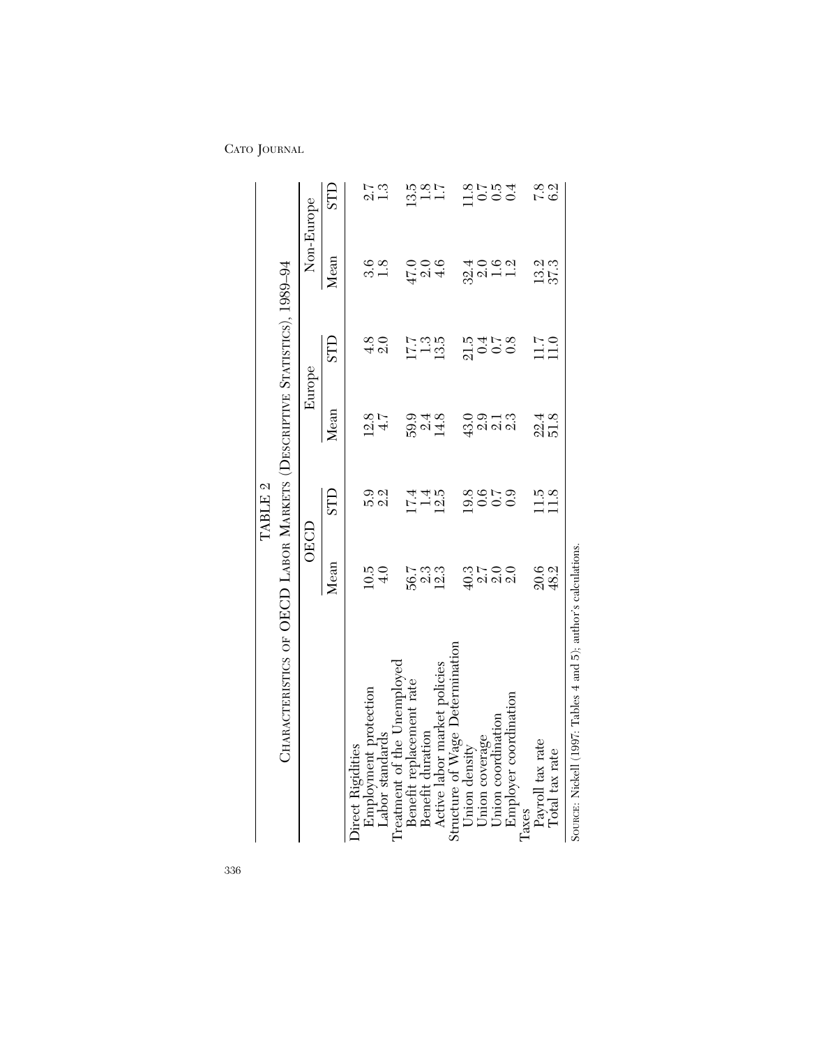TABLE 2

CHARACTERISTICS OF OECD LABOR MARKETS (DESCRIPTIVE STATISTICS), 1989–94

| | OECD | | Europe | | Non-Europe | |
|---|---|---|---|---|---|---|
| | Mean | STD | Mean | STD | Mean | STD |
| Direct Rigidities | | | | | | |
| Employment protection | 10.5 | 5.9 | 12.8 | 4.8 | 3.6 | 2.7 |
| Labor standards | 4.0 | 2.2 | 4.7 | 2.0 | 1.8 | 1.3 |
| Treatment of the Unemployed | | | | | | |
| Benefit replacement rate | 56.7 | 17.4 | 59.9 | 17.7 | 47.0 | 13.5 |
| Benefit duration | 2.3 | 1.4 | 2.4 | 1.3 | 2.0 | 1.8 |
| Active labor market policies | 12.3 | 12.5 | 14.8 | 13.5 | 4.6 | 1.7 |
| Structure of Wage Determination | | | | | | |
| Union density | 40.3 | 19.8 | 43.0 | 21.5 | 32.4 | 11.8 |
| Union coverage | 2.7 | 0.6 | 2.9 | 0.4 | 2.0 | 0.7 |
| Union coordination | 2.0 | 0.7 | 2.1 | 0.7 | 1.6 | 0.5 |
| Employer coordination | 2.0 | 0.9 | 2.3 | 0.8 | 1.2 | 0.4 |
| Taxes | | | | | | |
| Payroll tax rate | 20.6 | 11.5 | 22.4 | 11.7 | 13.2 | 7.8 |
| Total tax rate | 48.2 | 11.8 | 51.8 | 11.0 | 37.3 | 6.2 |

SOURCE: Nickell (1997: Tables 4 and 5); author's calculations.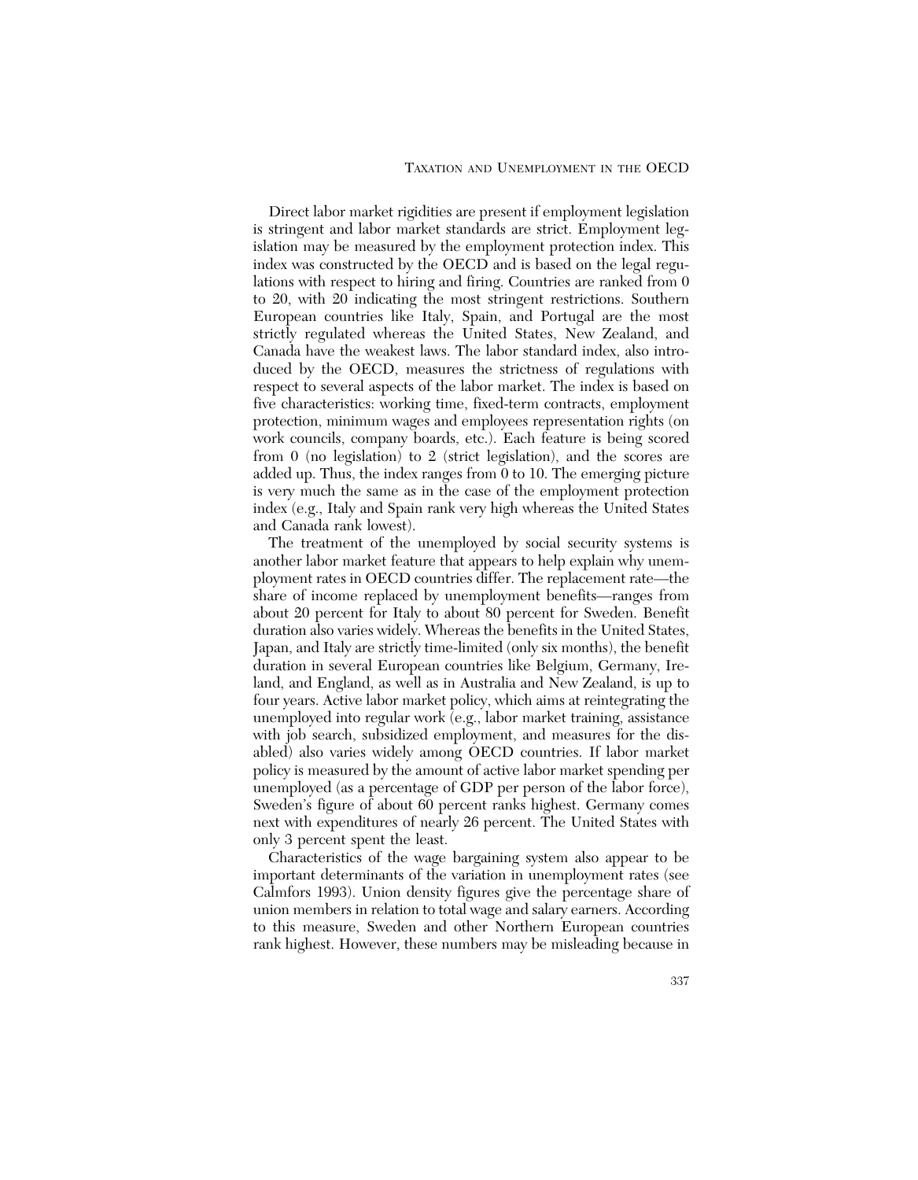Direct labor market rigidities are present if employment legislation is stringent and labor market standards are strict. Employment legislation may be measured by the employment protection index. This index was constructed by the OECD and is based on the legal regulations with respect to hiring and firing. Countries are ranked from 0 to 20, with 20 indicating the most stringent restrictions. Southern European countries like Italy, Spain, and Portugal are the most strictly regulated whereas the United States, New Zealand, and Canada have the weakest laws. The labor standard index, also introduced by the OECD, measures the strictness of regulations with respect to several aspects of the labor market. The index is based on five characteristics: working time, fixed-term contracts, employment protection, minimum wages and employees representation rights (on work councils, company boards, etc.). Each feature is being scored from 0 (no legislation) to 2 (strict legislation), and the scores are added up. Thus, the index ranges from 0 to 10. The emerging picture is very much the same as in the case of the employment protection index (e.g., Italy and Spain rank very high whereas the United States and Canada rank lowest).

The treatment of the unemployed by social security systems is another labor market feature that appears to help explain why unemployment rates in OECD countries differ. The replacement rate—the share of income replaced by unemployment benefits—ranges from about 20 percent for Italy to about 80 percent for Sweden. Benefit duration also varies widely. Whereas the benefits in the United States, Japan, and Italy are strictly time-limited (only six months), the benefit duration in several European countries like Belgium, Germany, Ireland, and England, as well as in Australia and New Zealand, is up to four years. Active labor market policy, which aims at reintegrating the unemployed into regular work (e.g., labor market training, assistance with job search, subsidized employment, and measures for the disabled) also varies widely among OECD countries. If labor market policy is measured by the amount of active labor market spending per unemployed (as a percentage of GDP per person of the labor force), Sweden's figure of about 60 percent ranks highest. Germany comes next with expenditures of nearly 26 percent. The United States with only 3 percent spent the least.

Characteristics of the wage bargaining system also appear to be important determinants of the variation in unemployment rates (see Calmfors 1993). Union density figures give the percentage share of union members in relation to total wage and salary earners. According to this measure, Sweden and other Northern European countries rank highest. However, these numbers may be misleading because in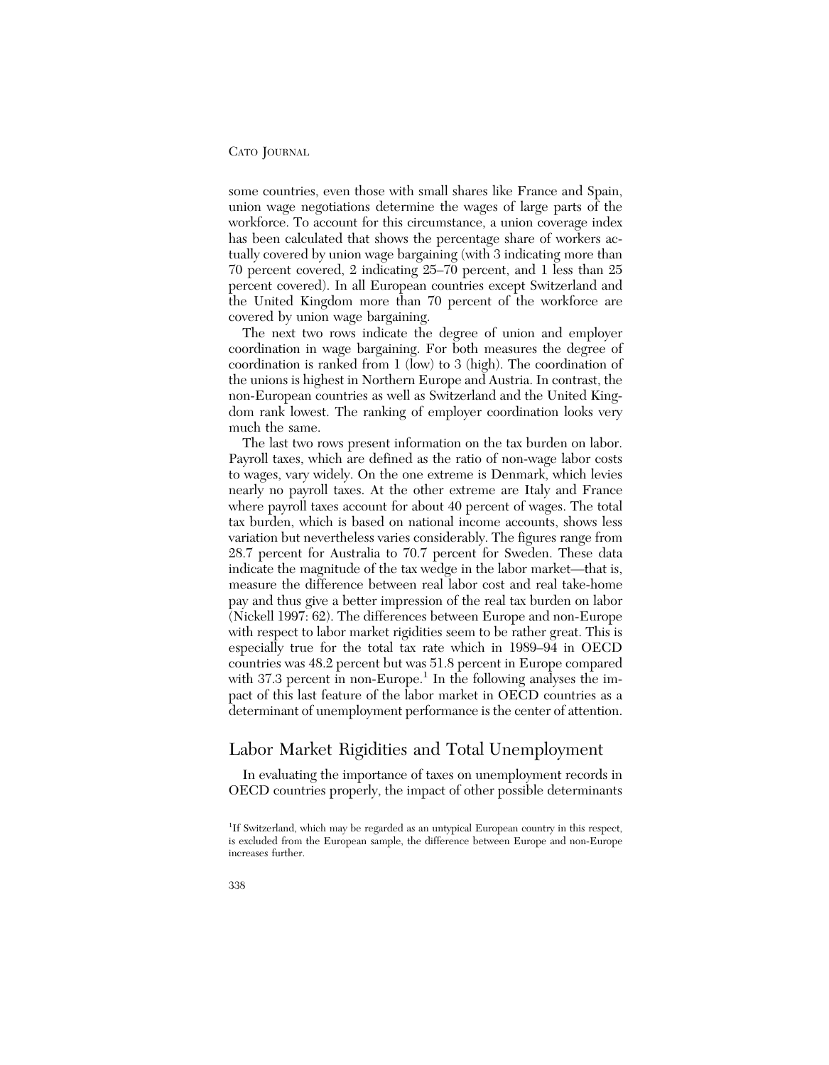some countries, even those with small shares like France and Spain, union wage negotiations determine the wages of large parts of the workforce. To account for this circumstance, a union coverage index has been calculated that shows the percentage share of workers actually covered by union wage bargaining (with 3 indicating more than 70 percent covered, 2 indicating 25–70 percent, and 1 less than 25 percent covered). In all European countries except Switzerland and the United Kingdom more than 70 percent of the workforce are covered by union wage bargaining.

The next two rows indicate the degree of union and employer coordination in wage bargaining. For both measures the degree of coordination is ranked from 1 (low) to 3 (high). The coordination of the unions is highest in Northern Europe and Austria. In contrast, the non-European countries as well as Switzerland and the United Kingdom rank lowest. The ranking of employer coordination looks very much the same.

The last two rows present information on the tax burden on labor. Payroll taxes, which are defined as the ratio of non-wage labor costs to wages, vary widely. On the one extreme is Denmark, which levies nearly no payroll taxes. At the other extreme are Italy and France where payroll taxes account for about 40 percent of wages. The total tax burden, which is based on national income accounts, shows less variation but nevertheless varies considerably. The figures range from 28.7 percent for Australia to 70.7 percent for Sweden. These data indicate the magnitude of the tax wedge in the labor market—that is, measure the difference between real labor cost and real take-home pay and thus give a better impression of the real tax burden on labor (Nickell 1997: 62). The differences between Europe and non-Europe with respect to labor market rigidities seem to be rather great. This is especially true for the total tax rate which in 1989–94 in OECD countries was 48.2 percent but was 51.8 percent in Europe compared with 37.3 percent in non-Europe.[1] In the following analyses the impact of this last feature of the labor market in OECD countries as a determinant of unemployment performance is the center of attention.

## Labor Market Rigidities and Total Unemployment

In evaluating the importance of taxes on unemployment records in OECD countries properly, the impact of other possible determinants

[1]If Switzerland, which may be regarded as an untypical European country in this respect, is excluded from the European sample, the difference between Europe and non-Europe increases further.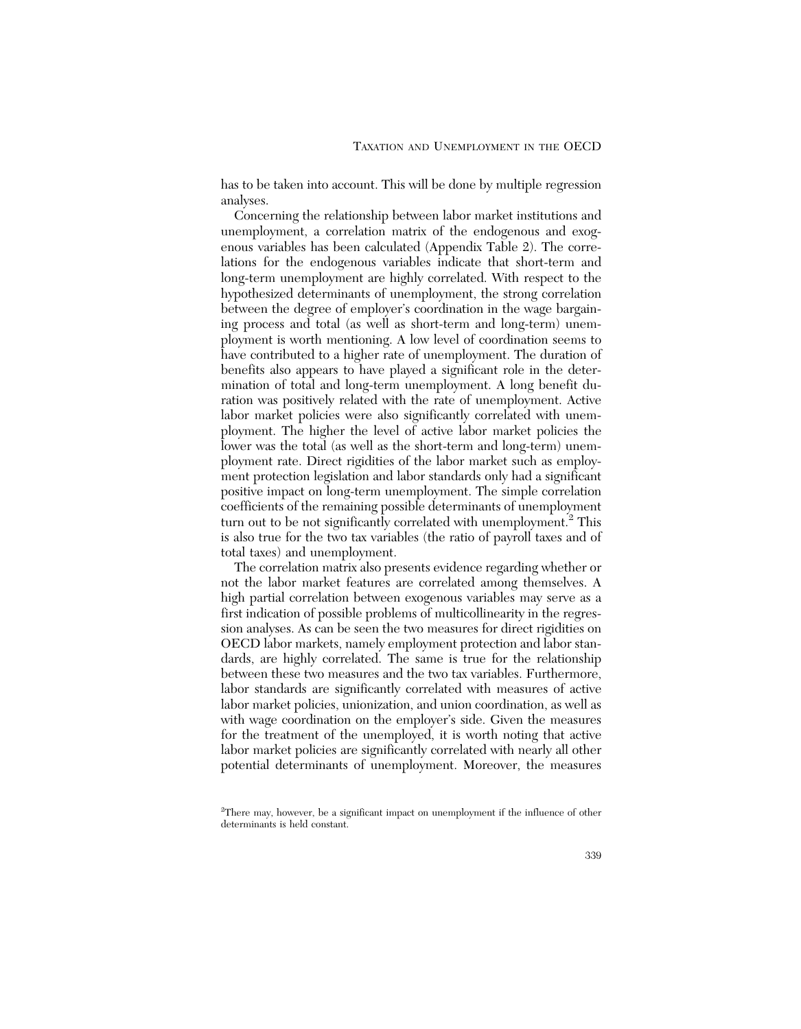has to be taken into account. This will be done by multiple regression analyses.

Concerning the relationship between labor market institutions and unemployment, a correlation matrix of the endogenous and exogenous variables has been calculated (Appendix Table 2). The correlations for the endogenous variables indicate that short-term and long-term unemployment are highly correlated. With respect to the hypothesized determinants of unemployment, the strong correlation between the degree of employer's coordination in the wage bargaining process and total (as well as short-term and long-term) unemployment is worth mentioning. A low level of coordination seems to have contributed to a higher rate of unemployment. The duration of benefits also appears to have played a significant role in the determination of total and long-term unemployment. A long benefit duration was positively related with the rate of unemployment. Active labor market policies were also significantly correlated with unemployment. The higher the level of active labor market policies the lower was the total (as well as the short-term and long-term) unemployment rate. Direct rigidities of the labor market such as employment protection legislation and labor standards only had a significant positive impact on long-term unemployment. The simple correlation coefficients of the remaining possible determinants of unemployment turn out to be not significantly correlated with unemployment.[2] This is also true for the two tax variables (the ratio of payroll taxes and of total taxes) and unemployment.

The correlation matrix also presents evidence regarding whether or not the labor market features are correlated among themselves. A high partial correlation between exogenous variables may serve as a first indication of possible problems of multicollinearity in the regression analyses. As can be seen the two measures for direct rigidities on OECD labor markets, namely employment protection and labor standards, are highly correlated. The same is true for the relationship between these two measures and the two tax variables. Furthermore, labor standards are significantly correlated with measures of active labor market policies, unionization, and union coordination, as well as with wage coordination on the employer's side. Given the measures for the treatment of the unemployed, it is worth noting that active labor market policies are significantly correlated with nearly all other potential determinants of unemployment. Moreover, the measures

[2]There may, however, be a significant impact on unemployment if the influence of other determinants is held constant.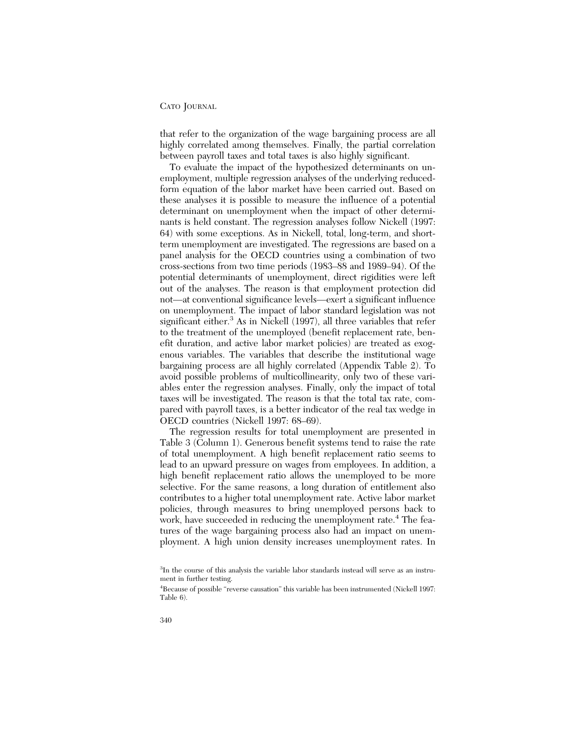that refer to the organization of the wage bargaining process are all highly correlated among themselves. Finally, the partial correlation between payroll taxes and total taxes is also highly significant.

To evaluate the impact of the hypothesized determinants on unemployment, multiple regression analyses of the underlying reduced-form equation of the labor market have been carried out. Based on these analyses it is possible to measure the influence of a potential determinant on unemployment when the impact of other determinants is held constant. The regression analyses follow Nickell (1997: 64) with some exceptions. As in Nickell, total, long-term, and short-term unemployment are investigated. The regressions are based on a panel analysis for the OECD countries using a combination of two cross-sections from two time periods (1983–88 and 1989–94). Of the potential determinants of unemployment, direct rigidities were left out of the analyses. The reason is that employment protection did not—at conventional significance levels—exert a significant influence on unemployment. The impact of labor standard legislation was not significant either.[3] As in Nickell (1997), all three variables that refer to the treatment of the unemployed (benefit replacement rate, benefit duration, and active labor market policies) are treated as exogenous variables. The variables that describe the institutional wage bargaining process are all highly correlated (Appendix Table 2). To avoid possible problems of multicollinearity, only two of these variables enter the regression analyses. Finally, only the impact of total taxes will be investigated. The reason is that the total tax rate, compared with payroll taxes, is a better indicator of the real tax wedge in OECD countries (Nickell 1997: 68–69).

The regression results for total unemployment are presented in Table 3 (Column 1). Generous benefit systems tend to raise the rate of total unemployment. A high benefit replacement ratio seems to lead to an upward pressure on wages from employees. In addition, a high benefit replacement ratio allows the unemployed to be more selective. For the same reasons, a long duration of entitlement also contributes to a higher total unemployment rate. Active labor market policies, through measures to bring unemployed persons back to work, have succeeded in reducing the unemployment rate.[4] The features of the wage bargaining process also had an impact on unemployment. A high union density increases unemployment rates. In

[3]In the course of this analysis the variable labor standards instead will serve as an instrument in further testing.

[4]Because of possible "reverse causation" this variable has been instrumented (Nickell 1997: Table 6).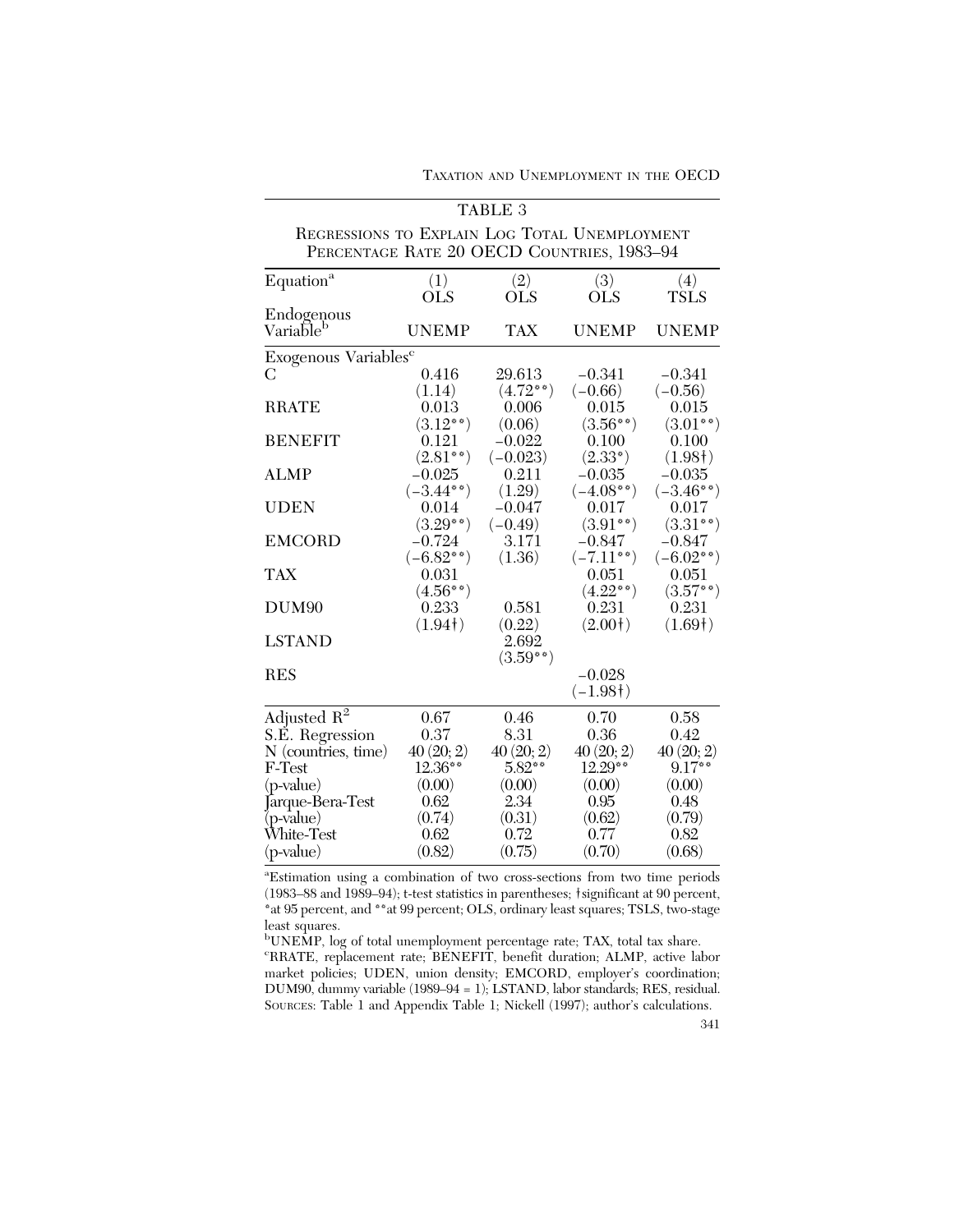TABLE 3

Regressions to Explain Log Total Unemployment Percentage Rate 20 OECD Countries, 1983–94

| Equation[a] | (1) OLS | (2) OLS | (3) OLS | (4) TSLS |
|---|---|---|---|---|
| Endogenous Variable[b] | UNEMP | TAX | UNEMP | UNEMP |
| Exogenous Variables[c] | | | | |
| C | 0.416 | 29.613 | −0.341 | −0.341 |
| | (1.14) | (4.72**) | (−0.66) | (−0.56) |
| RRATE | 0.013 | 0.006 | 0.015 | 0.015 |
| | (3.12**) | (0.06) | (3.56**) | (3.01**) |
| BENEFIT | 0.121 | −0.022 | 0.100 | 0.100 |
| | (2.81**) | (−0.023) | (2.33*) | (1.98†) |
| ALMP | −0.025 | 0.211 | −0.035 | −0.035 |
| | (−3.44**) | (1.29) | (−4.08**) | (−3.46**) |
| UDEN | 0.014 | −0.047 | 0.017 | 0.017 |
| | (3.29**) | (−0.49) | (3.91**) | (3.31**) |
| EMCORD | −0.724 | 3.171 | −0.847 | −0.847 |
| | (−6.82**) | (1.36) | (−7.11**) | (−6.02**) |
| TAX | 0.031 | | 0.051 | 0.051 |
| | (4.56**) | | (4.22**) | (3.57**) |
| DUM90 | 0.233 | 0.581 | 0.231 | 0.231 |
| | (1.94†) | (0.22) | (2.00†) | (1.69†) |
| LSTAND | | 2.692 | | |
| | | (3.59**) | | |
| RES | | | −0.028 | |
| | | | (−1.98†) | |
| Adjusted $R^2$ | 0.67 | 0.46 | 0.70 | 0.58 |
| S.E. Regression | 0.37 | 8.31 | 0.36 | 0.42 |
| N (countries, time) | 40 (20; 2) | 40 (20; 2) | 40 (20; 2) | 40 (20; 2) |
| F-Test | 12.36** | 5.82** | 12.29** | 9.17** |
| (p-value) | (0.00) | (0.00) | (0.00) | (0.00) |
| Jarque-Bera-Test | 0.62 | 2.34 | 0.95 | 0.48 |
| (p-value) | (0.74) | (0.31) | (0.62) | (0.79) |
| White-Test | 0.62 | 0.72 | 0.77 | 0.82 |
| (p-value) | (0.82) | (0.75) | (0.70) | (0.68) |

[a]Estimation using a combination of two cross-sections from two time periods (1983–88 and 1989–94); t-test statistics in parentheses; †significant at 90 percent, *at 95 percent, and **at 99 percent; OLS, ordinary least squares; TSLS, two-stage least squares.

[b]UNEMP, log of total unemployment percentage rate; TAX, total tax share.

[c]RRATE, replacement rate; BENEFIT, benefit duration; ALMP, active labor market policies; UDEN, union density; EMCORD, employer's coordination; DUM90, dummy variable (1989–94 = 1); LSTAND, labor standards; RES, residual.

Sources: Table 1 and Appendix Table 1; Nickell (1997); author's calculations.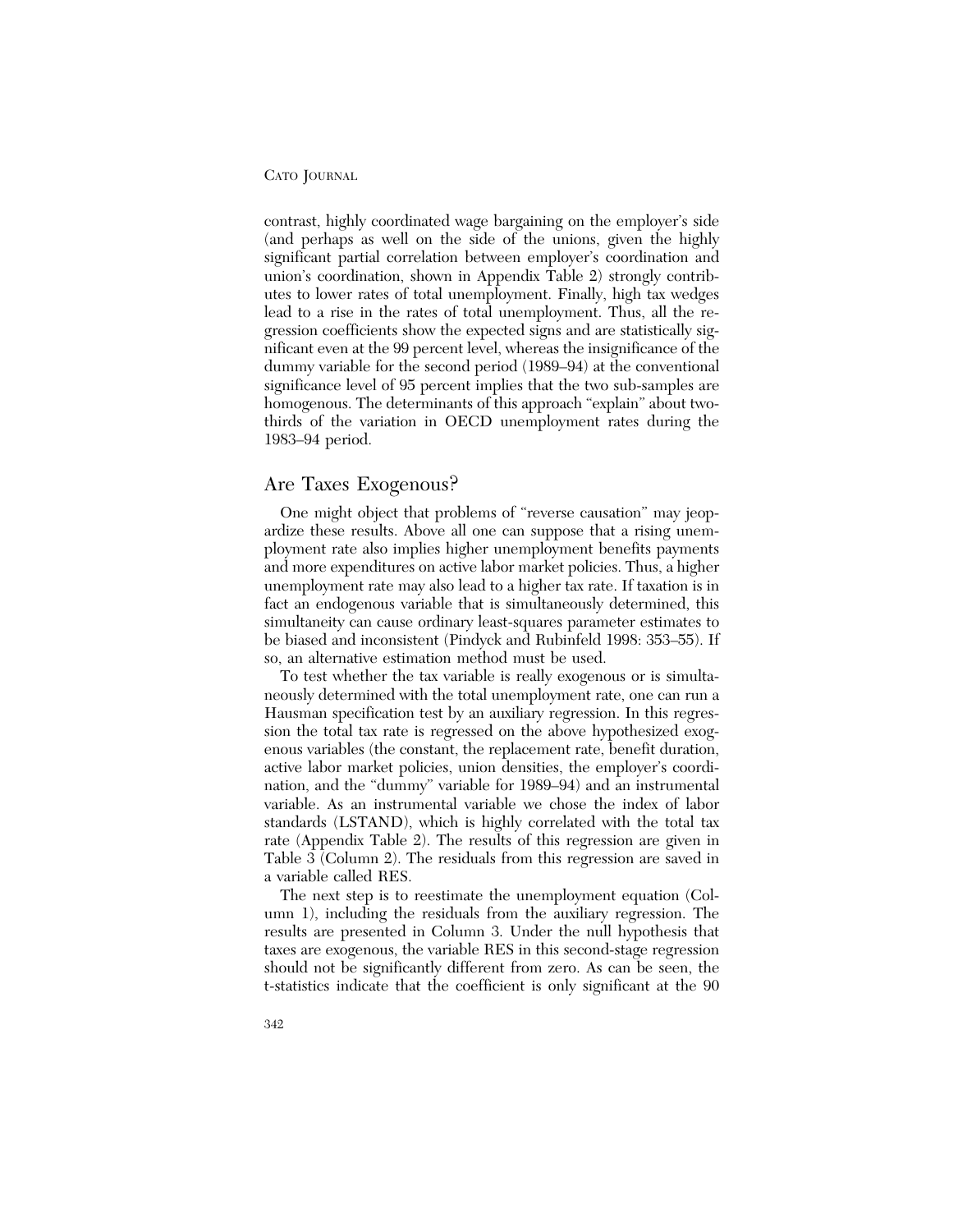contrast, highly coordinated wage bargaining on the employer's side (and perhaps as well on the side of the unions, given the highly significant partial correlation between employer's coordination and union's coordination, shown in Appendix Table 2) strongly contributes to lower rates of total unemployment. Finally, high tax wedges lead to a rise in the rates of total unemployment. Thus, all the regression coefficients show the expected signs and are statistically significant even at the 99 percent level, whereas the insignificance of the dummy variable for the second period (1989–94) at the conventional significance level of 95 percent implies that the two sub-samples are homogenous. The determinants of this approach "explain" about two-thirds of the variation in OECD unemployment rates during the 1983–94 period.

## Are Taxes Exogenous?

One might object that problems of "reverse causation" may jeopardize these results. Above all one can suppose that a rising unemployment rate also implies higher unemployment benefits payments and more expenditures on active labor market policies. Thus, a higher unemployment rate may also lead to a higher tax rate. If taxation is in fact an endogenous variable that is simultaneously determined, this simultaneity can cause ordinary least-squares parameter estimates to be biased and inconsistent (Pindyck and Rubinfeld 1998: 353–55). If so, an alternative estimation method must be used.

To test whether the tax variable is really exogenous or is simultaneously determined with the total unemployment rate, one can run a Hausman specification test by an auxiliary regression. In this regression the total tax rate is regressed on the above hypothesized exogenous variables (the constant, the replacement rate, benefit duration, active labor market policies, union densities, the employer's coordination, and the "dummy" variable for 1989–94) and an instrumental variable. As an instrumental variable we chose the index of labor standards (LSTAND), which is highly correlated with the total tax rate (Appendix Table 2). The results of this regression are given in Table 3 (Column 2). The residuals from this regression are saved in a variable called RES.

The next step is to reestimate the unemployment equation (Column 1), including the residuals from the auxiliary regression. The results are presented in Column 3. Under the null hypothesis that taxes are exogenous, the variable RES in this second-stage regression should not be significantly different from zero. As can be seen, the t-statistics indicate that the coefficient is only significant at the 90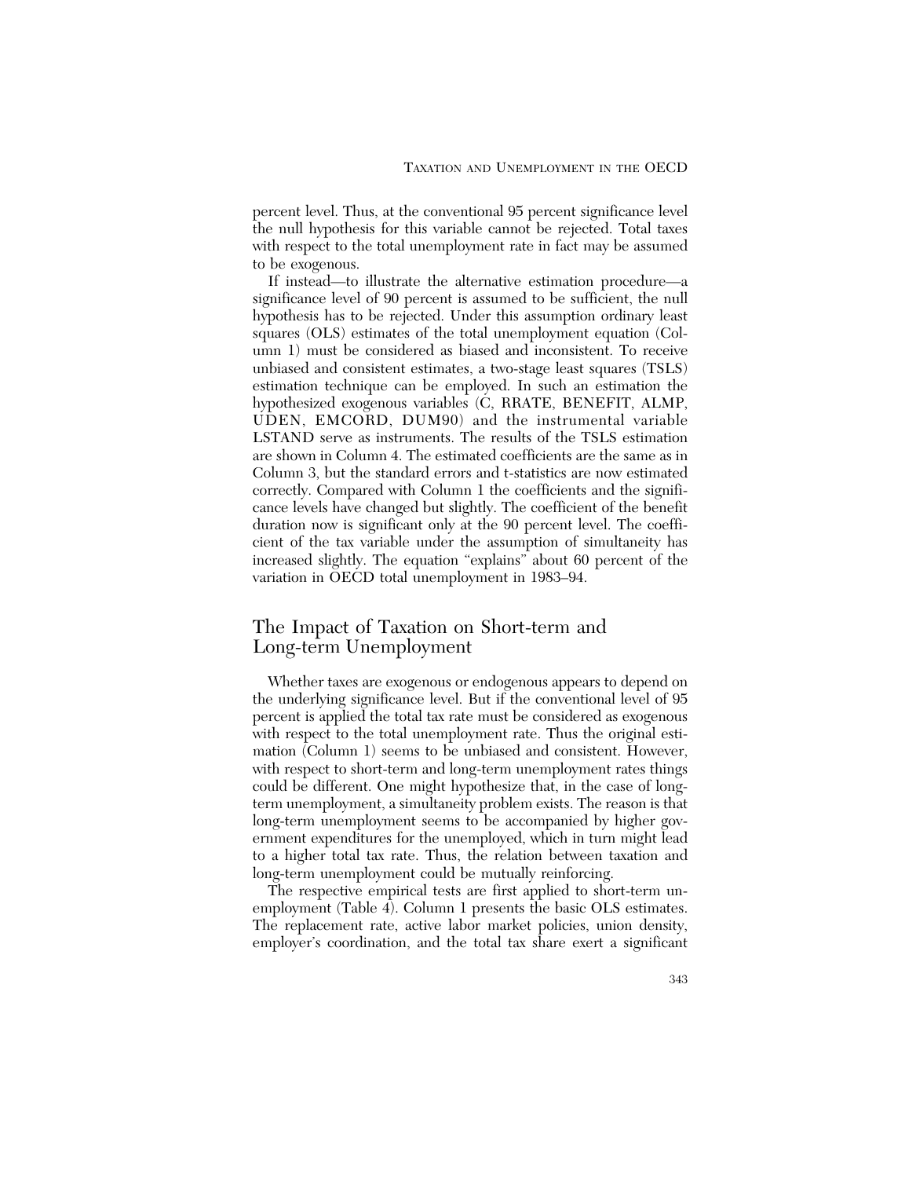percent level. Thus, at the conventional 95 percent significance level the null hypothesis for this variable cannot be rejected. Total taxes with respect to the total unemployment rate in fact may be assumed to be exogenous.

If instead—to illustrate the alternative estimation procedure—a significance level of 90 percent is assumed to be sufficient, the null hypothesis has to be rejected. Under this assumption ordinary least squares (OLS) estimates of the total unemployment equation (Column 1) must be considered as biased and inconsistent. To receive unbiased and consistent estimates, a two-stage least squares (TSLS) estimation technique can be employed. In such an estimation the hypothesized exogenous variables (C, RRATE, BENEFIT, ALMP, UDEN, EMCORD, DUM90) and the instrumental variable LSTAND serve as instruments. The results of the TSLS estimation are shown in Column 4. The estimated coefficients are the same as in Column 3, but the standard errors and t-statistics are now estimated correctly. Compared with Column 1 the coefficients and the significance levels have changed but slightly. The coefficient of the benefit duration now is significant only at the 90 percent level. The coefficient of the tax variable under the assumption of simultaneity has increased slightly. The equation "explains" about 60 percent of the variation in OECD total unemployment in 1983–94.

## The Impact of Taxation on Short-term and Long-term Unemployment

Whether taxes are exogenous or endogenous appears to depend on the underlying significance level. But if the conventional level of 95 percent is applied the total tax rate must be considered as exogenous with respect to the total unemployment rate. Thus the original estimation (Column 1) seems to be unbiased and consistent. However, with respect to short-term and long-term unemployment rates things could be different. One might hypothesize that, in the case of long-term unemployment, a simultaneity problem exists. The reason is that long-term unemployment seems to be accompanied by higher government expenditures for the unemployed, which in turn might lead to a higher total tax rate. Thus, the relation between taxation and long-term unemployment could be mutually reinforcing.

The respective empirical tests are first applied to short-term unemployment (Table 4). Column 1 presents the basic OLS estimates. The replacement rate, active labor market policies, union density, employer's coordination, and the total tax share exert a significant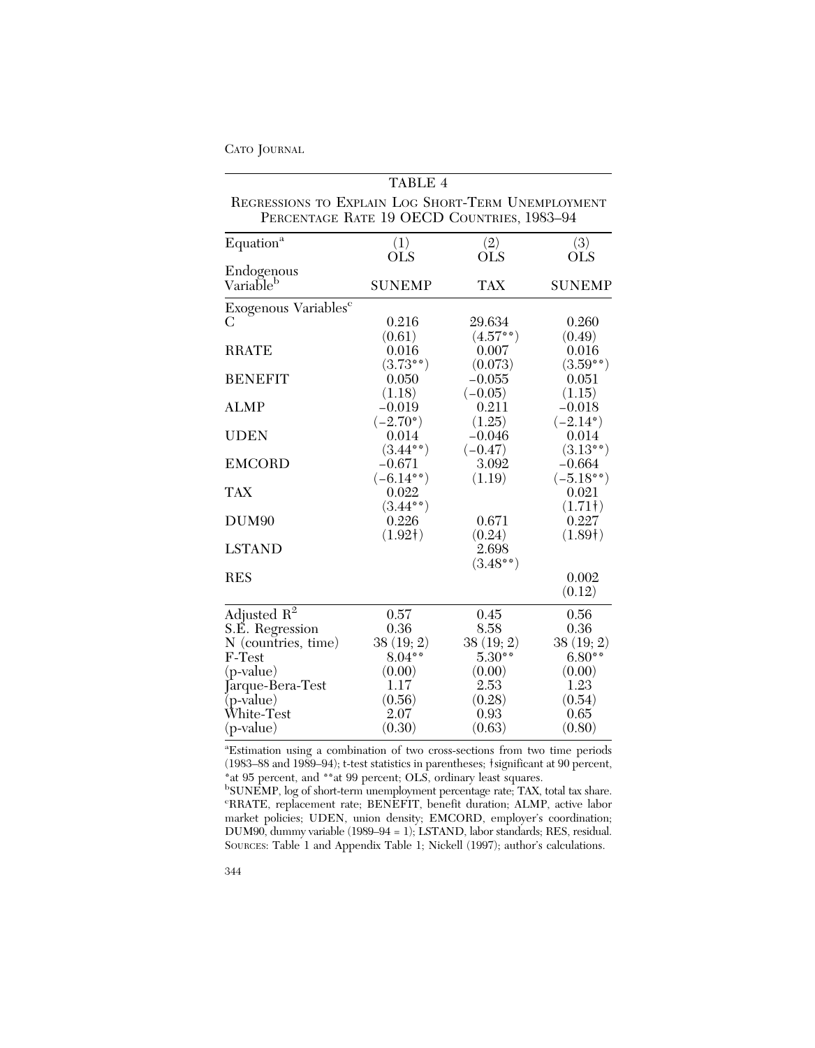TABLE 4

REGRESSIONS TO EXPLAIN LOG SHORT-TERM UNEMPLOYMENT PERCENTAGE RATE 19 OECD COUNTRIES, 1983–94

| Equation[a] | (1) OLS | (2) OLS | (3) OLS |
|---|---|---|---|
| Endogenous Variable[b] | SUNEMP | TAX | SUNEMP |
| Exogenous Variables[c] | | | |
| C | 0.216 | 29.634 | 0.260 |
| | (0.61) | (4.57**) | (0.49) |
| RRATE | 0.016 | 0.007 | 0.016 |
| | (3.73**) | (0.073) | (3.59**) |
| BENEFIT | 0.050 | −0.055 | 0.051 |
| | (1.18) | (−0.05) | (1.15) |
| ALMP | −0.019 | 0.211 | −0.018 |
| | (−2.70*) | (1.25) | (−2.14*) |
| UDEN | 0.014 | −0.046 | 0.014 |
| | (3.44**) | (−0.47) | (3.13**) |
| EMCORD | −0.671 | 3.092 | −0.664 |
| | (−6.14**) | (1.19) | (−5.18**) |
| TAX | 0.022 | | 0.021 |
| | (3.44**) | | (1.71†) |
| DUM90 | 0.226 | 0.671 | 0.227 |
| | (1.92†) | (0.24) | (1.89†) |
| LSTAND | | 2.698 | |
| | | (3.48**) | |
| RES | | | 0.002 |
| | | | (0.12) |
| Adjusted $R^2$ | 0.57 | 0.45 | 0.56 |
| S.E. Regression | 0.36 | 8.58 | 0.36 |
| N (countries, time) | 38 (19; 2) | 38 (19; 2) | 38 (19; 2) |
| F-Test | 8.04** | 5.30** | 6.80** |
| (p-value) | (0.00) | (0.00) | (0.00) |
| Jarque-Bera-Test | 1.17 | 2.53 | 1.23 |
| (p-value) | (0.56) | (0.28) | (0.54) |
| White-Test | 2.07 | 0.93 | 0.65 |
| (p-value) | (0.30) | (0.63) | (0.80) |

[a]Estimation using a combination of two cross-sections from two time periods (1983–88 and 1989–94); t-test statistics in parentheses; †significant at 90 percent, *at 95 percent, and **at 99 percent; OLS, ordinary least squares.

[b]SUNEMP, log of short-term unemployment percentage rate; TAX, total tax share.

[c]RRATE, replacement rate; BENEFIT, benefit duration; ALMP, active labor market policies; UDEN, union density; EMCORD, employer's coordination; DUM90, dummy variable (1989–94 = 1); LSTAND, labor standards; RES, residual.

SOURCES: Table 1 and Appendix Table 1; Nickell (1997); author's calculations.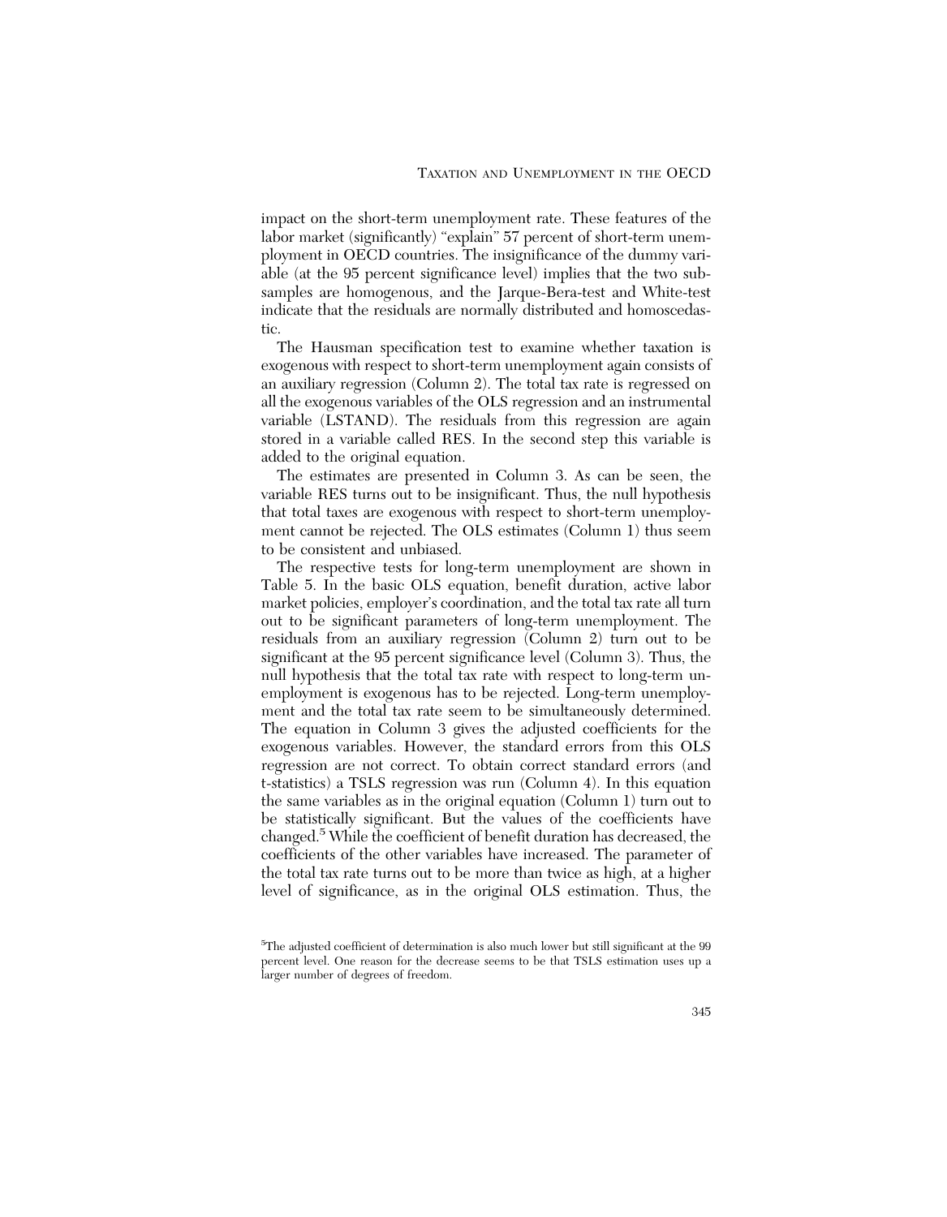impact on the short-term unemployment rate. These features of the labor market (significantly) "explain" 57 percent of short-term unemployment in OECD countries. The insignificance of the dummy variable (at the 95 percent significance level) implies that the two subsamples are homogenous, and the Jarque-Bera-test and White-test indicate that the residuals are normally distributed and homoscedastic.

The Hausman specification test to examine whether taxation is exogenous with respect to short-term unemployment again consists of an auxiliary regression (Column 2). The total tax rate is regressed on all the exogenous variables of the OLS regression and an instrumental variable (LSTAND). The residuals from this regression are again stored in a variable called RES. In the second step this variable is added to the original equation.

The estimates are presented in Column 3. As can be seen, the variable RES turns out to be insignificant. Thus, the null hypothesis that total taxes are exogenous with respect to short-term unemployment cannot be rejected. The OLS estimates (Column 1) thus seem to be consistent and unbiased.

The respective tests for long-term unemployment are shown in Table 5. In the basic OLS equation, benefit duration, active labor market policies, employer's coordination, and the total tax rate all turn out to be significant parameters of long-term unemployment. The residuals from an auxiliary regression (Column 2) turn out to be significant at the 95 percent significance level (Column 3). Thus, the null hypothesis that the total tax rate with respect to long-term unemployment is exogenous has to be rejected. Long-term unemployment and the total tax rate seem to be simultaneously determined. The equation in Column 3 gives the adjusted coefficients for the exogenous variables. However, the standard errors from this OLS regression are not correct. To obtain correct standard errors (and t-statistics) a TSLS regression was run (Column 4). In this equation the same variables as in the original equation (Column 1) turn out to be statistically significant. But the values of the coefficients have changed.[5] While the coefficient of benefit duration has decreased, the coefficients of the other variables have increased. The parameter of the total tax rate turns out to be more than twice as high, at a higher level of significance, as in the original OLS estimation. Thus, the

[5] The adjusted coefficient of determination is also much lower but still significant at the 99 percent level. One reason for the decrease seems to be that TSLS estimation uses up a larger number of degrees of freedom.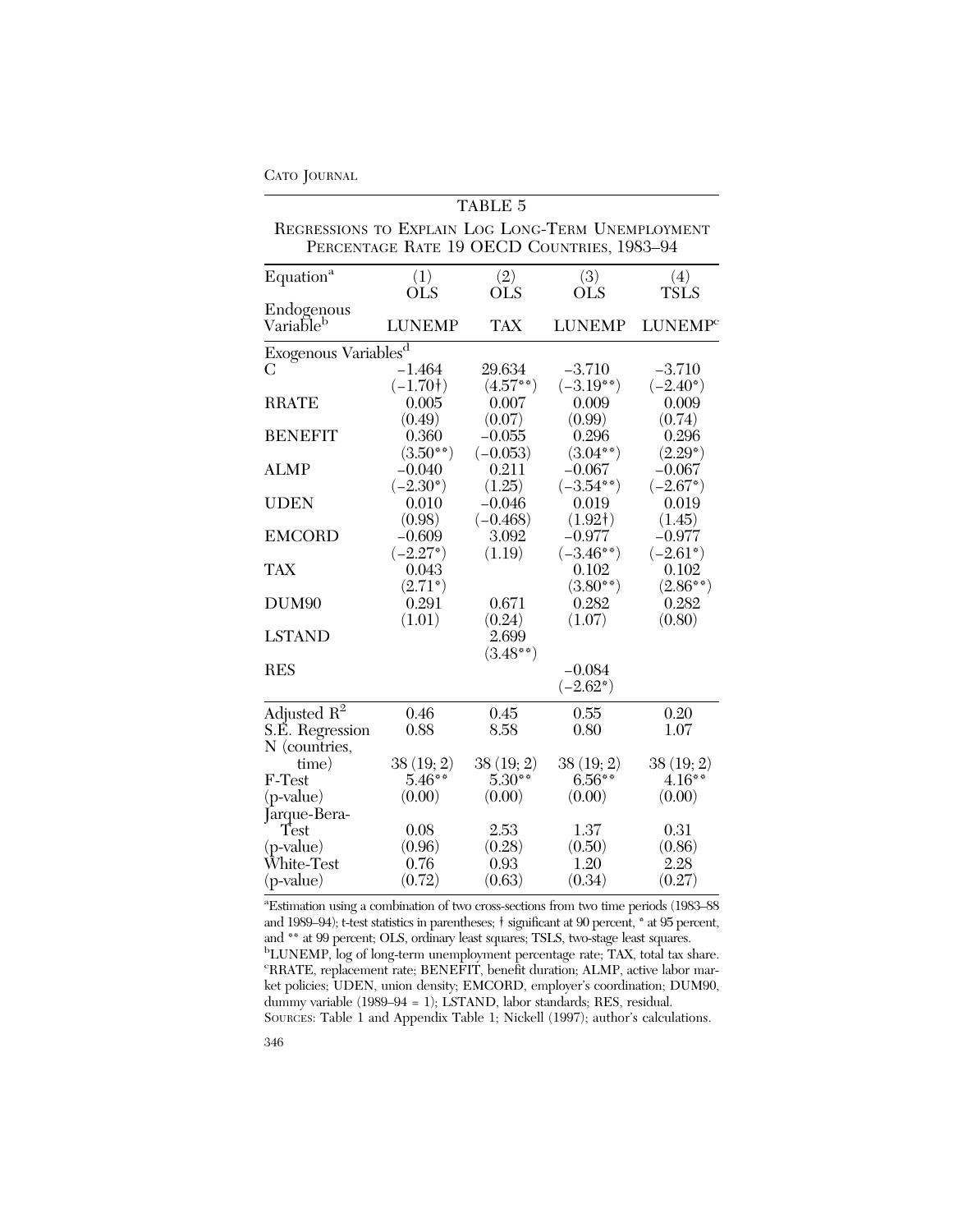TABLE 5

REGRESSIONS TO EXPLAIN LOG LONG-TERM UNEMPLOYMENT PERCENTAGE RATE 19 OECD COUNTRIES, 1983–94

| Equation[a] | (1) OLS | (2) OLS | (3) OLS | (4) TSLS |
|---|---|---|---|---|
| Endogenous Variable[b] | LUNEMP | TAX | LUNEMP | LUNEMP[c] |
| Exogenous Variables[d] | | | | |
| C | −1.464 | 29.634 | −3.710 | −3.710 |
| | (−1.70†) | (4.57**) | (−3.19**) | (−2.40*) |
| RRATE | 0.005 | 0.007 | 0.009 | 0.009 |
| | (0.49) | (0.07) | (0.99) | (0.74) |
| BENEFIT | 0.360 | −0.055 | 0.296 | 0.296 |
| | (3.50**) | (−0.053) | (3.04**) | (2.29*) |
| ALMP | −0.040 | 0.211 | −0.067 | −0.067 |
| | (−2.30*) | (1.25) | (−3.54**) | (−2.67*) |
| UDEN | 0.010 | −0.046 | 0.019 | 0.019 |
| | (0.98) | (−0.468) | (1.92†) | (1.45) |
| EMCORD | −0.609 | 3.092 | −0.977 | −0.977 |
| | (−2.27*) | (1.19) | (−3.46**) | (−2.61*) |
| TAX | 0.043 | | 0.102 | 0.102 |
| | (2.71*) | | (3.80**) | (2.86**) |
| DUM90 | 0.291 | 0.671 | 0.282 | 0.282 |
| | (1.01) | (0.24) | (1.07) | (0.80) |
| LSTAND | | 2.699 | | |
| | | (3.48**) | | |
| RES | | | −0.084 | |
| | | | (−2.62*) | |
| Adjusted $R^2$ | 0.46 | 0.45 | 0.55 | 0.20 |
| S.E. Regression | 0.88 | 8.58 | 0.80 | 1.07 |
| N (countries, time) | 38 (19; 2) | 38 (19; 2) | 38 (19; 2) | 38 (19; 2) |
| F-Test | 5.46** | 5.30** | 6.56** | 4.16** |
| (p-value) | (0.00) | (0.00) | (0.00) | (0.00) |
| Jarque-Bera-Test | 0.08 | 2.53 | 1.37 | 0.31 |
| (p-value) | (0.96) | (0.28) | (0.50) | (0.86) |
| White-Test | 0.76 | 0.93 | 1.20 | 2.28 |
| (p-value) | (0.72) | (0.63) | (0.34) | (0.27) |

[a]Estimation using a combination of two cross-sections from two time periods (1983–88 and 1989–94); t-test statistics in parentheses; † significant at 90 percent, * at 95 percent, and ** at 99 percent; OLS, ordinary least squares; TSLS, two-stage least squares.
[b]LUNEMP, log of long-term unemployment percentage rate; TAX, total tax share.
[c]RRATE, replacement rate; BENEFIT, benefit duration; ALMP, active labor market policies; UDEN, union density; EMCORD, employer's coordination; DUM90, dummy variable (1989–94 = 1); LSTAND, labor standards; RES, residual.
SOURCES: Table 1 and Appendix Table 1; Nickell (1997); author's calculations.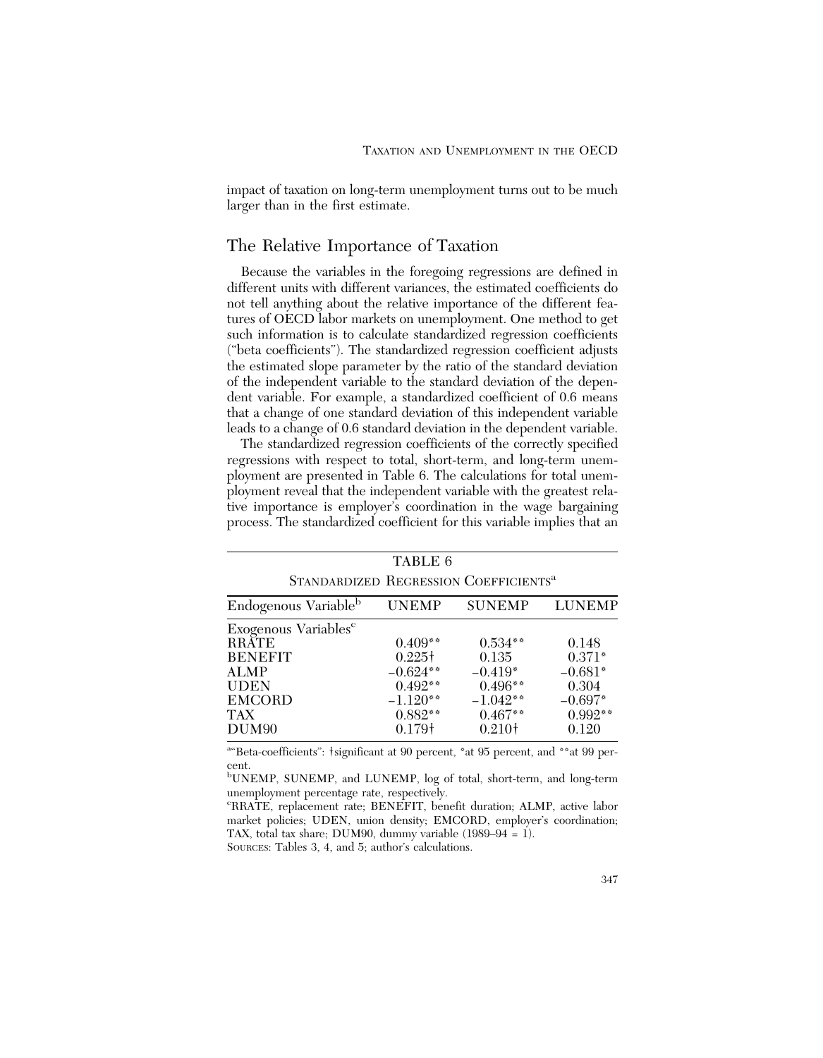impact of taxation on long-term unemployment turns out to be much larger than in the first estimate.

## The Relative Importance of Taxation

Because the variables in the foregoing regressions are defined in different units with different variances, the estimated coefficients do not tell anything about the relative importance of the different features of OECD labor markets on unemployment. One method to get such information is to calculate standardized regression coefficients ("beta coefficients"). The standardized regression coefficient adjusts the estimated slope parameter by the ratio of the standard deviation of the independent variable to the standard deviation of the dependent variable. For example, a standardized coefficient of 0.6 means that a change of one standard deviation of this independent variable leads to a change of 0.6 standard deviation in the dependent variable.

The standardized regression coefficients of the correctly specified regressions with respect to total, short-term, and long-term unemployment are presented in Table 6. The calculations for total unemployment reveal that the independent variable with the greatest relative importance is employer's coordination in the wage bargaining process. The standardized coefficient for this variable implies that an

TABLE 6

STANDARDIZED REGRESSION COEFFICIENTS[a]

| Endogenous Variable[b] | UNEMP | SUNEMP | LUNEMP |
|---|---|---|---|
| Exogenous Variables[c] | | | |
| RRATE | 0.409** | 0.534** | 0.148 |
| BENEFIT | 0.225† | 0.135 | 0.371* |
| ALMP | −0.624** | −0.419* | −0.681* |
| UDEN | 0.492** | 0.496** | 0.304 |
| EMCORD | −1.120** | −1.042** | −0.697* |
| TAX | 0.882** | 0.467** | 0.992** |
| DUM90 | 0.179† | 0.210† | 0.120 |

[a]"Beta-coefficients": †significant at 90 percent, *at 95 percent, and **at 99 percent.

[b]UNEMP, SUNEMP, and LUNEMP, log of total, short-term, and long-term unemployment percentage rate, respectively.

[c]RRATE, replacement rate; BENEFIT, benefit duration; ALMP, active labor market policies; UDEN, union density; EMCORD, employer's coordination; TAX, total tax share; DUM90, dummy variable (1989–94 = 1).

SOURCES: Tables 3, 4, and 5; author's calculations.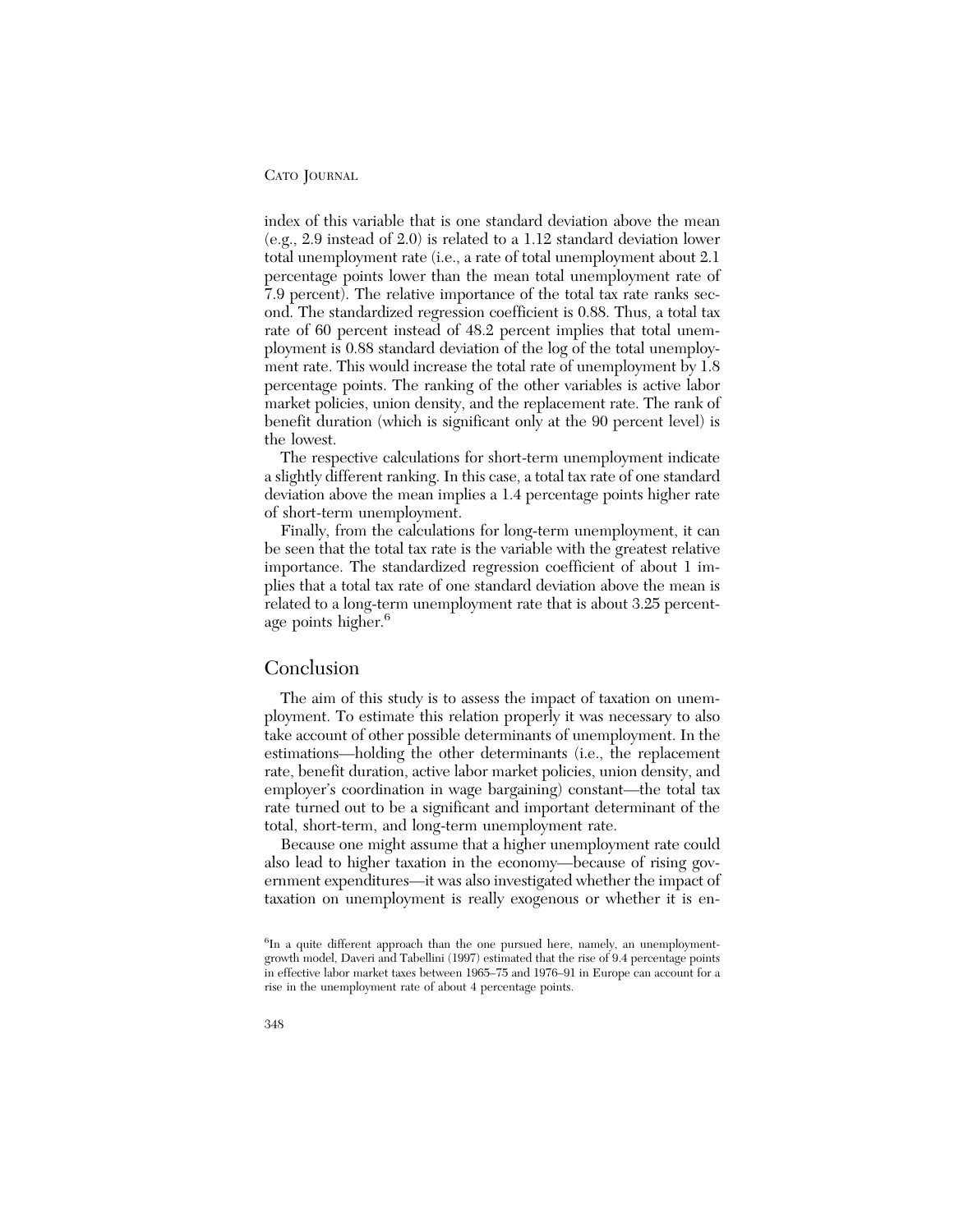index of this variable that is one standard deviation above the mean (e.g., 2.9 instead of 2.0) is related to a 1.12 standard deviation lower total unemployment rate (i.e., a rate of total unemployment about 2.1 percentage points lower than the mean total unemployment rate of 7.9 percent). The relative importance of the total tax rate ranks second. The standardized regression coefficient is 0.88. Thus, a total tax rate of 60 percent instead of 48.2 percent implies that total unemployment is 0.88 standard deviation of the log of the total unemployment rate. This would increase the total rate of unemployment by 1.8 percentage points. The ranking of the other variables is active labor market policies, union density, and the replacement rate. The rank of benefit duration (which is significant only at the 90 percent level) is the lowest.

The respective calculations for short-term unemployment indicate a slightly different ranking. In this case, a total tax rate of one standard deviation above the mean implies a 1.4 percentage points higher rate of short-term unemployment.

Finally, from the calculations for long-term unemployment, it can be seen that the total tax rate is the variable with the greatest relative importance. The standardized regression coefficient of about 1 implies that a total tax rate of one standard deviation above the mean is related to a long-term unemployment rate that is about 3.25 percentage points higher.[6]

## Conclusion

The aim of this study is to assess the impact of taxation on unemployment. To estimate this relation properly it was necessary to also take account of other possible determinants of unemployment. In the estimations—holding the other determinants (i.e., the replacement rate, benefit duration, active labor market policies, union density, and employer's coordination in wage bargaining) constant—the total tax rate turned out to be a significant and important determinant of the total, short-term, and long-term unemployment rate.

Because one might assume that a higher unemployment rate could also lead to higher taxation in the economy—because of rising government expenditures—it was also investigated whether the impact of taxation on unemployment is really exogenous or whether it is en-

[6]In a quite different approach than the one pursued here, namely, an unemployment-growth model, Daveri and Tabellini (1997) estimated that the rise of 9.4 percentage points in effective labor market taxes between 1965–75 and 1976–91 in Europe can account for a rise in the unemployment rate of about 4 percentage points.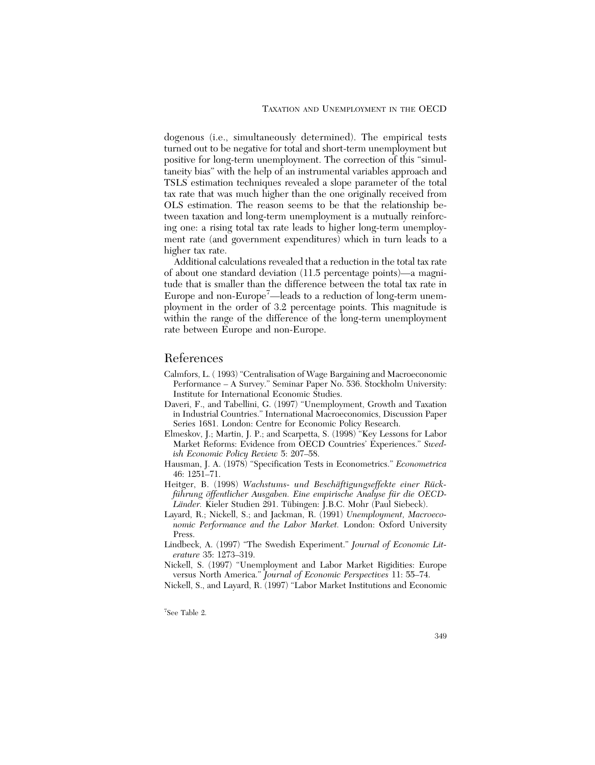dogenous (i.e., simultaneously determined). The empirical tests turned out to be negative for total and short-term unemployment but positive for long-term unemployment. The correction of this "simultaneity bias" with the help of an instrumental variables approach and TSLS estimation techniques revealed a slope parameter of the total tax rate that was much higher than the one originally received from OLS estimation. The reason seems to be that the relationship between taxation and long-term unemployment is a mutually reinforcing one: a rising total tax rate leads to higher long-term unemployment rate (and government expenditures) which in turn leads to a higher tax rate.

Additional calculations revealed that a reduction in the total tax rate of about one standard deviation (11.5 percentage points)—a magnitude that is smaller than the difference between the total tax rate in Europe and non-Europe[7]—leads to a reduction of long-term unemployment in the order of 3.2 percentage points. This magnitude is within the range of the difference of the long-term unemployment rate between Europe and non-Europe.

## References

- Calmfors, L. ( 1993) "Centralisation of Wage Bargaining and Macroeconomic Performance – A Survey." Seminar Paper No. 536. Stockholm University: Institute for International Economic Studies.
- Daveri, F., and Tabellini, G. (1997) "Unemployment, Growth and Taxation in Industrial Countries." International Macroeconomics, Discussion Paper Series 1681. London: Centre for Economic Policy Research.
- Elmeskov, J.; Martin, J. P.; and Scarpetta, S. (1998) "Key Lessons for Labor Market Reforms: Evidence from OECD Countries' Experiences." *Swedish Economic Policy Review* 5: 207–58.
- Hausman, J. A. (1978) "Specification Tests in Econometrics." *Econometrica* 46: 1251–71.
- Heitger, B. (1998) *Wachstums- und Beschäftigungseffekte einer Rückführung öffentlicher Ausgaben. Eine empirische Analyse für die OECD-Länder.* Kieler Studien 291. Tübingen: J.B.C. Mohr (Paul Siebeck).
- Layard, R.; Nickell, S.; and Jackman, R. (1991) *Unemployment, Macroeconomic Performance and the Labor Market.* London: Oxford University Press.
- Lindbeck, A. (1997) "The Swedish Experiment." *Journal of Economic Literature* 35: 1273–319.
- Nickell, S. (1997) "Unemployment and Labor Market Rigidities: Europe versus North America." *Journal of Economic Perspectives* 11: 55–74.
- Nickell, S., and Layard, R. (1997) "Labor Market Institutions and Economic

[7]See Table 2.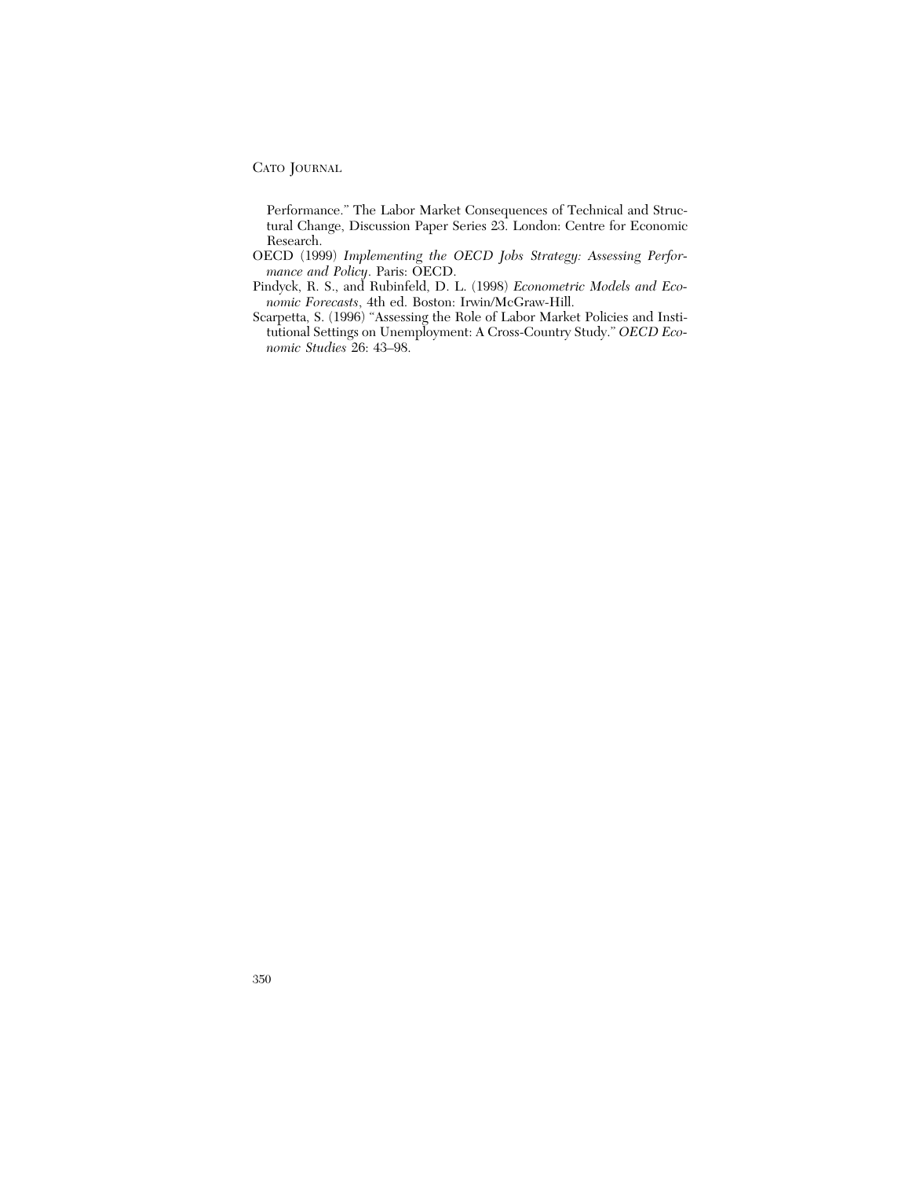Performance." The Labor Market Consequences of Technical and Structural Change, Discussion Paper Series 23. London: Centre for Economic Research.

OECD (1999) *Implementing the OECD Jobs Strategy: Assessing Performance and Policy*. Paris: OECD.

Pindyck, R. S., and Rubinfeld, D. L. (1998) *Econometric Models and Economic Forecasts*, 4th ed. Boston: Irwin/McGraw-Hill.

Scarpetta, S. (1996) "Assessing the Role of Labor Market Policies and Institutional Settings on Unemployment: A Cross-Country Study." *OECD Economic Studies* 26: 43–98.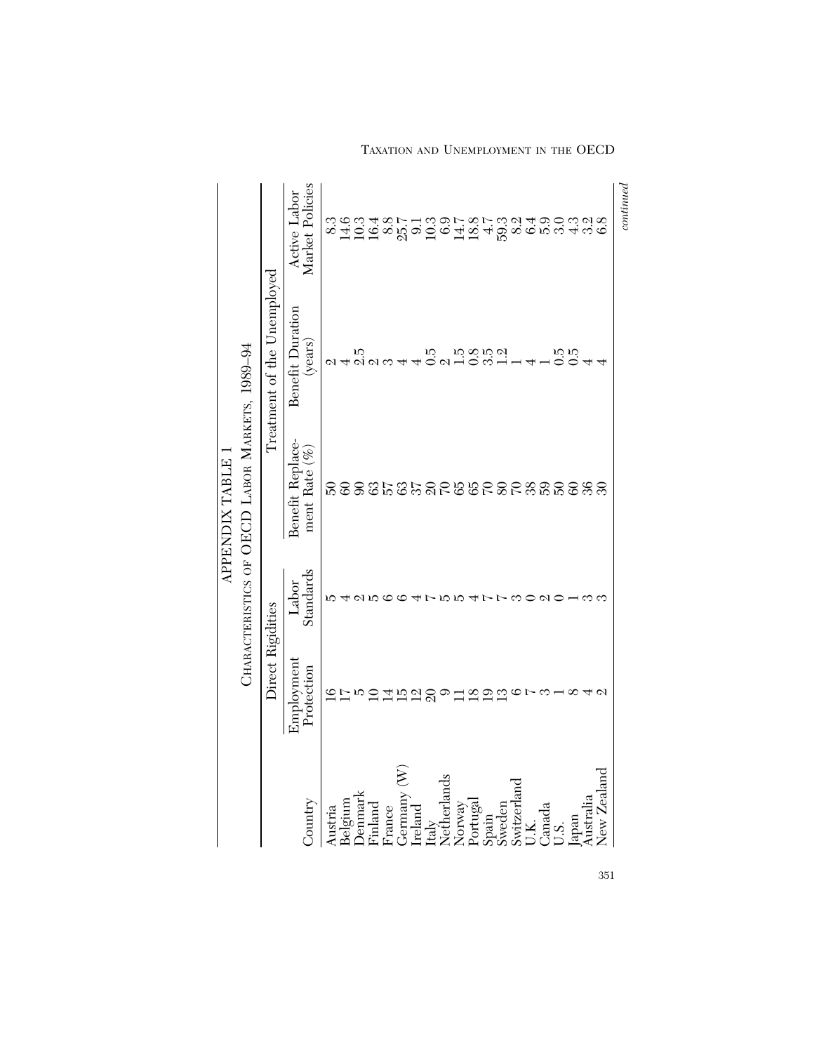# APPENDIX TABLE 1

## Characteristics of OECD Labor Markets, 1989–94

| Country | Direct Rigidities | | Treatment of the Unemployed | | |
|---|---|---|---|---|---|
| | Employment Protection | Labor Standards | Benefit Replacement Rate (%) | Benefit Duration (years) | Active Labor Market Policies |
| Austria | 16 | 5 | 50 | 2 | 8.3 |
| Belgium | 17 | 4 | 60 | 4 | 14.6 |
| Denmark | 5 | 2 | 90 | 2.5 | 10.3 |
| Finland | 10 | 5 | 63 | 2 | 16.4 |
| France | 14 | 6 | 57 | 3 | 8.8 |
| Germany (W) | 15 | 6 | 63 | 4 | 25.7 |
| Ireland | 12 | 4 | 37 | 4 | 9.1 |
| Italy | 20 | 7 | 20 | 0.5 | 10.3 |
| Netherlands | 9 | 5 | 70 | 2 | 6.9 |
| Norway | 11 | 5 | 65 | 1.5 | 14.7 |
| Portugal | 18 | 4 | 65 | 0.8 | 18.8 |
| Spain | 19 | 7 | 70 | 3.5 | 4.7 |
| Sweden | 13 | 7 | 80 | 1.2 | 59.3 |
| Switzerland | 6 | 3 | 70 | 1 | 8.2 |
| U.K. | 7 | 0 | 38 | 4 | 6.4 |
| Canada | 3 | 2 | 59 | 1 | 5.9 |
| U.S. | 1 | 0 | 50 | 0.5 | 3.0 |
| Japan | 8 | 1 | 60 | 0.5 | 4.3 |
| Australia | 4 | 3 | 36 | 4 | 3.2 |
| New Zealand | 2 | 3 | 30 | 4 | 6.8 |

*continued*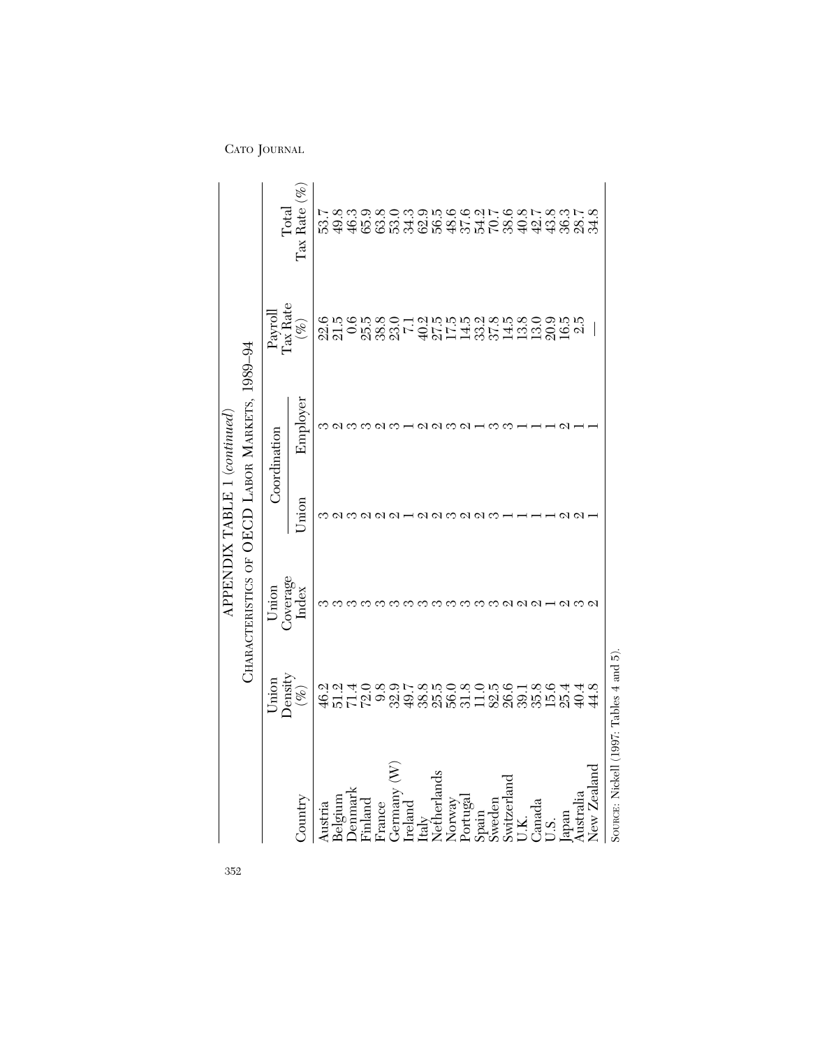### APPENDIX TABLE 1 (*continued*)

### Characteristics of OECD Labor Markets, 1989–94

| Country | Union Density (%) | Union Coverage Index | Coordination | | Payroll Tax Rate (%) | Total Tax Rate (%) |
|---|---|---|---|---|---|---|
| | | | Union | Employer | | |
| Austria | 46.2 | 3 | 3 | 3 | 22.6 | 53.7 |
| Belgium | 51.2 | 3 | 2 | 2 | 21.5 | 49.8 |
| Denmark | 71.4 | 3 | 3 | 3 | 0.6 | 46.3 |
| Finland | 72.0 | 3 | 2 | 3 | 25.5 | 65.9 |
| France | 9.8 | 3 | 2 | 2 | 38.8 | 63.8 |
| Germany (W) | 32.9 | 3 | 2 | 3 | 23.0 | 53.0 |
| Ireland | 49.7 | 3 | 1 | 1 | 7.1 | 34.3 |
| Italy | 38.8 | 3 | 2 | 2 | 40.2 | 62.9 |
| Netherlands | 25.5 | 3 | 2 | 2 | 27.5 | 56.5 |
| Norway | 56.0 | 3 | 3 | 3 | 17.5 | 48.6 |
| Portugal | 31.8 | 3 | 2 | 2 | 14.5 | 37.6 |
| Spain | 11.0 | 3 | 2 | 1 | 33.2 | 54.2 |
| Sweden | 82.5 | 3 | 3 | 3 | 37.8 | 70.7 |
| Switzerland | 26.6 | 2 | 1 | 3 | 14.5 | 38.6 |
| U.K. | 39.1 | 2 | 1 | 1 | 13.8 | 40.8 |
| Canada | 35.8 | 2 | 1 | 1 | 13.0 | 42.7 |
| U.S. | 15.6 | 1 | 1 | 1 | 20.9 | 43.8 |
| Japan | 25.4 | 2 | 2 | 2 | 16.5 | 36.3 |
| Australia | 40.4 | 3 | 2 | 1 | 2.5 | 28.7 |
| New Zealand | 44.8 | 2 | 1 | 1 | — | 34.8 |

Source: Nickell (1997: Tables 4 and 5).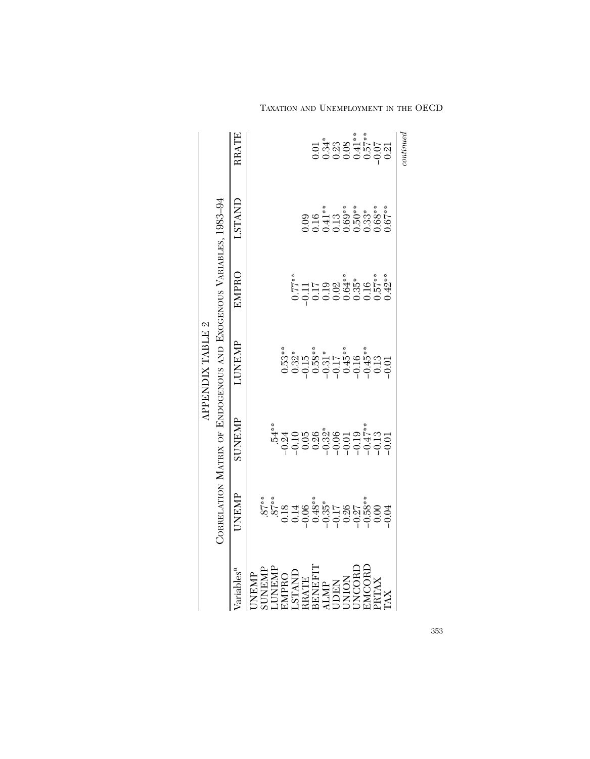APPENDIX TABLE 2

Correlation Matrix of Endogenous and Exogenous Variables, 1983–94

| Variables[a] | UNEMP | SUNEMP | LUNEMP | EMPRO | LSTAND | RRATE |
|---|---|---|---|---|---|---|
| UNEMP | | | | | | |
| SUNEMP | .87** | | | | | |
| LUNEMP | .87** | .54** | | | | |
| EMPRO | 0.18 | -0.24 | 0.53** | | | |
| LSTAND | 0.14 | -0.10 | 0.32* | 0.77** | | |
| RRATE | -0.06 | 0.05 | -0.15 | -0.11 | 0.09 | |
| BENEFIT | 0.48** | 0.26 | 0.58** | 0.17 | 0.16 | 0.01 |
| ALMP | -0.35* | -0.32* | -0.31* | 0.19 | 0.41** | 0.34* |
| UDEN | -0.17 | -0.06 | -0.17 | 0.02 | 0.13 | 0.23 |
| UNION | 0.26 | -0.01 | 0.45** | 0.64** | 0.69** | 0.08 |
| UNCORD | -0.27 | -0.19 | -0.16 | 0.35* | 0.50** | 0.41** |
| EMCORD | -0.58** | -0.47** | -0.45** | 0.16 | 0.33* | 0.57** |
| PRTAX | 0.00 | -0.13 | 0.13 | 0.57** | 0.68** | -0.07 |
| TAX | -0.04 | -0.01 | -0.01 | 0.42** | 0.67** | 0.21 |

*continued*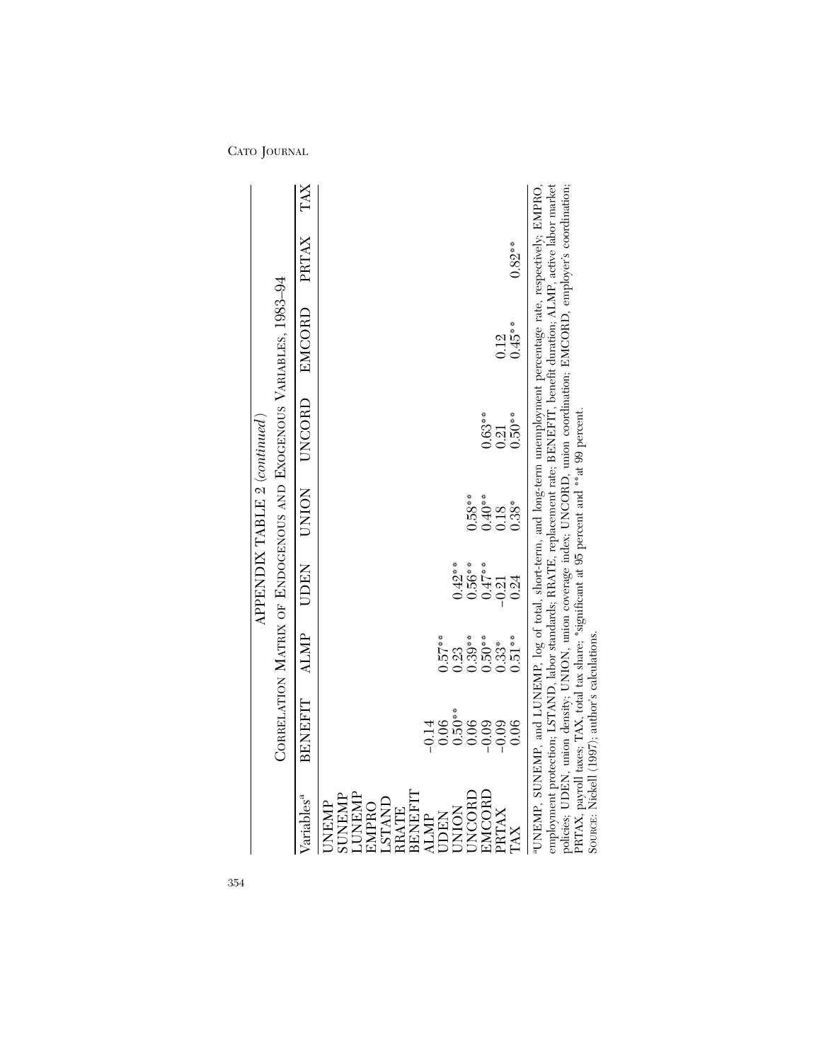## APPENDIX TABLE 2 (*continued*)

### Correlation Matrix of Endogenous and Exogenous Variables, 1983–94

| Variables[a] | BENEFIT | ALMP | UDEN | UNION | UNCORD | EMCORD | PRTAX | TAX |
|---|---|---|---|---|---|---|---|---|
| UNEMP | | | | | | | | |
| SUNEMP | | | | | | | | |
| LUNEMP | | | | | | | | |
| EMPRO | | | | | | | | |
| LSTAND | | | | | | | | |
| RRATE | | | | | | | | |
| BENEFIT | | | | | | | | |
| ALMP | −0.14 | | | | | | | |
| UDEN | 0.06 | 0.57** | | | | | | |
| UNION | 0.50** | 0.23 | 0.42** | | | | | |
| UNCORD | 0.06 | 0.39** | 0.56** | 0.58** | | | | |
| EMCORD | −0.09 | 0.50** | 0.47** | 0.40** | 0.63** | | | |
| PRTAX | −0.09 | 0.33* | −0.21 | 0.18 | 0.21 | 0.12 | | |
| TAX | 0.06 | 0.51** | 0.24 | 0.38* | 0.50** | 0.45** | 0.82** | |

[a]UNEMP, SUNEMP, and LUNEMP, log of total, short-term, and long-term unemployment percentage rate, respectively; EMPRO, employment protection; LSTAND, labor standards; RRATE, replacement rate; BENEFIT, benefit duration; ALMP, active labor market policies; UDEN, union density; UNION, union coverage index; UNCORD, union coordination; EMCORD, employer's coordination; PRTAX, payroll taxes; TAX, total tax share; *significant at 95 percent and **at 99 percent.

Source: Nickell (1997); author's calculations.